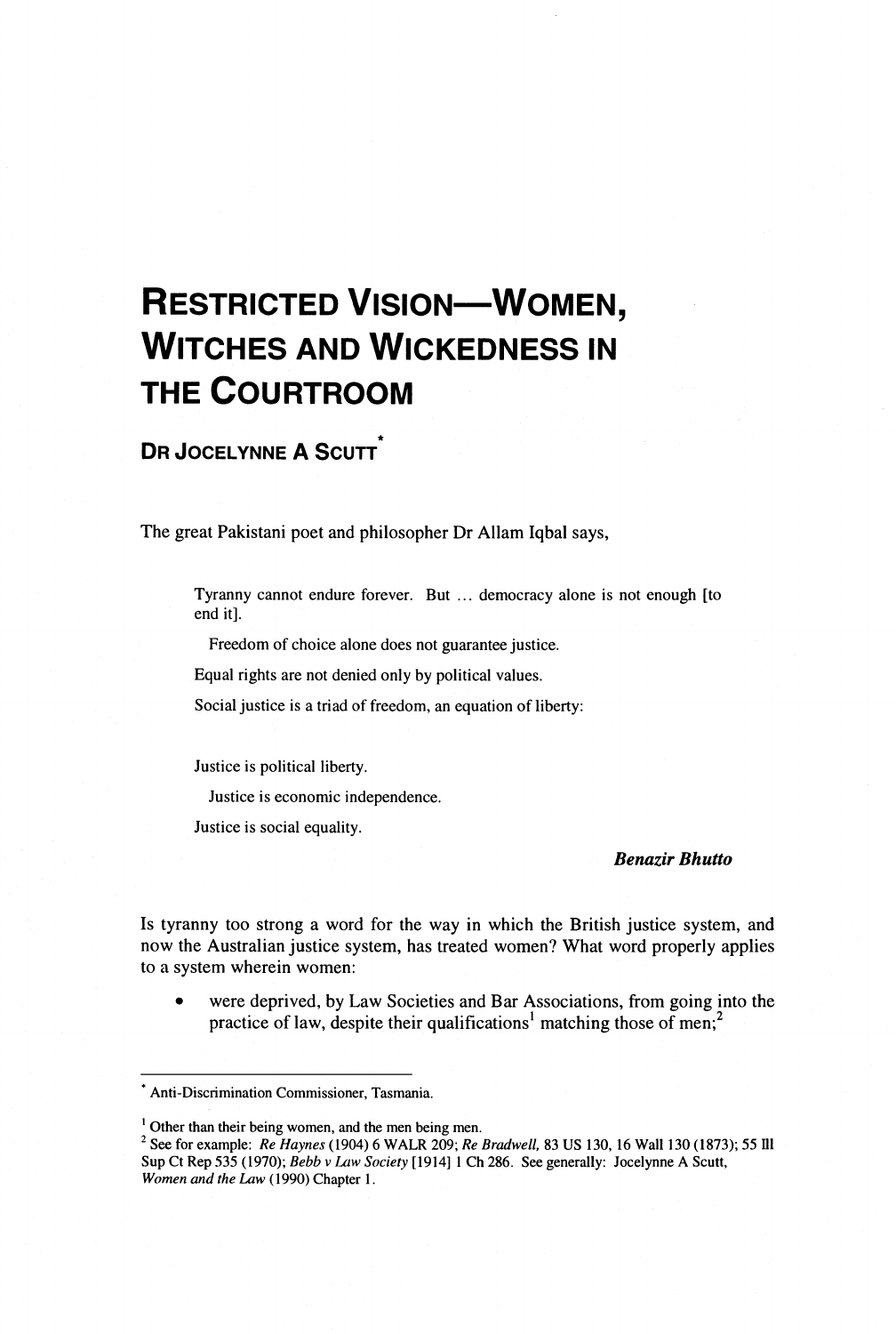# Restricted Vision—Women, Witches and Wickedness in the Courtroom

**Dr Jocelynne A Scutt***

The great Pakistani poet and philosopher Dr Allam Iqbal says,

> Tyranny cannot endure forever. But ... democracy alone is not enough [to end it].
>
> Freedom of choice alone does not guarantee justice.
>
> Equal rights are not denied only by political values.
>
> Social justice is a triad of freedom, an equation of liberty:
>
> Justice is political liberty.
>
> Justice is economic independence.
>
> Justice is social equality.
>
> ***Benazir Bhutto***

Is tyranny too strong a word for the way in which the British justice system, and now the Australian justice system, has treated women? What word properly applies to a system wherein women:

- were deprived, by Law Societies and Bar Associations, from going into the practice of law, despite their qualifications[1] matching those of men;[2]

---

\* Anti-Discrimination Commissioner, Tasmania.

[1] Other than their being women, and the men being men.

[2] See for example: *Re Haynes* (1904) 6 WALR 209; *Re Bradwell*, 83 US 130, 16 Wall 130 (1873); 55 Ill Sup Ct Rep 535 (1970); *Bebb v Law Society* [1914] 1 Ch 286. See generally: Jocelynne A Scutt, *Women and the Law* (1990) Chapter 1.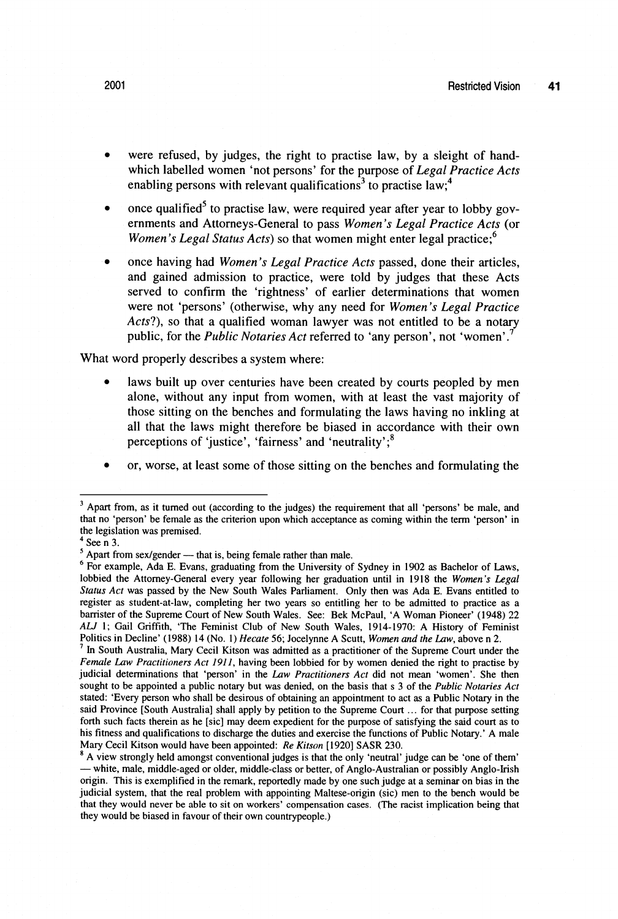- were refused, by judges, the right to practise law, by a sleight of hand-which labelled women 'not persons' for the purpose of *Legal Practice Acts* enabling persons with relevant qualifications[3] to practise law;[4]

- once qualified[5] to practise law, were required year after year to lobby governments and Attorneys-General to pass *Women's Legal Practice Acts* (or *Women's Legal Status Acts*) so that women might enter legal practice;[6]

- once having had *Women's Legal Practice Acts* passed, done their articles, and gained admission to practice, were told by judges that these Acts served to confirm the 'rightness' of earlier determinations that women were not 'persons' (otherwise, why any need for *Women's Legal Practice Acts*?), so that a qualified woman lawyer was not entitled to be a notary public, for the *Public Notaries Act* referred to 'any person', not 'women'.[7]

What word properly describes a system where:

- laws built up over centuries have been created by courts peopled by men alone, without any input from women, with at least the vast majority of those sitting on the benches and formulating the laws having no inkling at all that the laws might therefore be biased in accordance with their own perceptions of 'justice', 'fairness' and 'neutrality';[8]

- or, worse, at least some of those sitting on the benches and formulating the

---

[3] Apart from, as it turned out (according to the judges) the requirement that all 'persons' be male, and that no 'person' be female as the criterion upon which acceptance as coming within the term 'person' in the legislation was premised.

[4] See n 3.

[5] Apart from sex/gender — that is, being female rather than male.

[6] For example, Ada E. Evans, graduating from the University of Sydney in 1902 as Bachelor of Laws, lobbied the Attorney-General every year following her graduation until in 1918 the *Women's Legal Status Act* was passed by the New South Wales Parliament. Only then was Ada E. Evans entitled to register as student-at-law, completing her two years so entitling her to be admitted to practice as a barrister of the Supreme Court of New South Wales. See: Bek McPaul, 'A Woman Pioneer' (1948) 22 *ALJ* 1; Gail Griffith, 'The Feminist Club of New South Wales, 1914-1970: A History of Feminist Politics in Decline' (1988) 14 (No. 1) *Hecate* 56; Jocelynne A Scutt, *Women and the Law*, above n 2.

[7] In South Australia, Mary Cecil Kitson was admitted as a practitioner of the Supreme Court under the *Female Law Practitioners Act 1911*, having been lobbied for by women denied the right to practise by judicial determinations that 'person' in the *Law Practitioners Act* did not mean 'women'. She then sought to be appointed a public notary but was denied, on the basis that s 3 of the *Public Notaries Act* stated: 'Every person who shall be desirous of obtaining an appointment to act as a Public Notary in the said Province [South Australia] shall apply by petition to the Supreme Court ... for that purpose setting forth such facts therein as he [sic] may deem expedient for the purpose of satisfying the said court as to his fitness and qualifications to discharge the duties and exercise the functions of Public Notary.' A male Mary Cecil Kitson would have been appointed: *Re Kitson* [1920] SASR 230.

[8] A view strongly held amongst conventional judges is that the only 'neutral' judge can be 'one of them' — white, male, middle-aged or older, middle-class or better, of Anglo-Australian or possibly Anglo-Irish origin. This is exemplified in the remark, reportedly made by one such judge at a seminar on bias in the judicial system, that the real problem with appointing Maltese-origin (sic) men to the bench would be that they would never be able to sit on workers' compensation cases. (The racist implication being that they would be biased in favour of their own countrypeople.)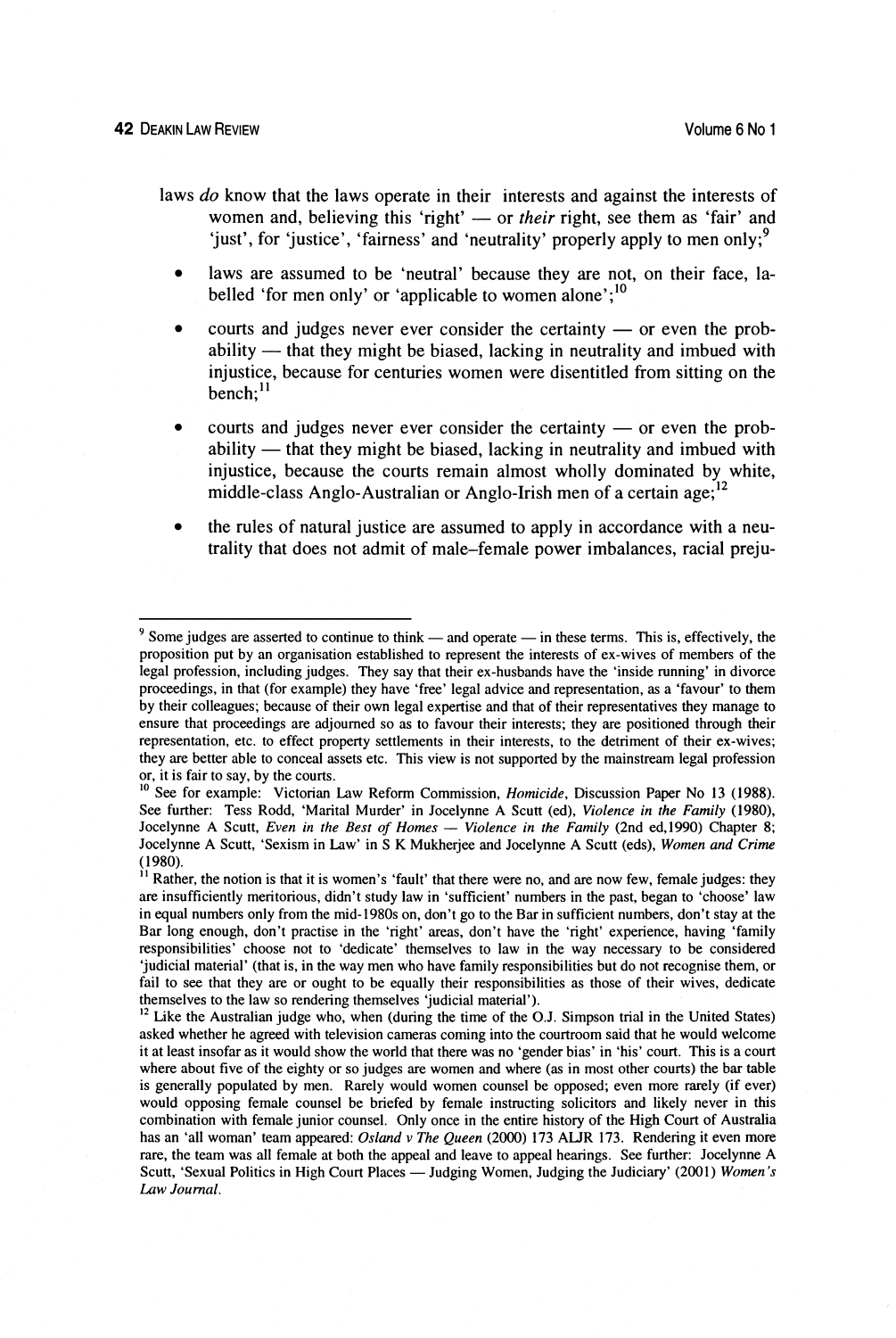laws *do* know that the laws operate in their interests and against the interests of women and, believing this 'right' — or *their* right, see them as 'fair' and 'just', for 'justice', 'fairness' and 'neutrality' properly apply to men only;[9]

- laws are assumed to be 'neutral' because they are not, on their face, labelled 'for men only' or 'applicable to women alone';[10]

- courts and judges never ever consider the certainty — or even the probability — that they might be biased, lacking in neutrality and imbued with injustice, because for centuries women were disentitled from sitting on the bench;[11]

- courts and judges never ever consider the certainty — or even the probability — that they might be biased, lacking in neutrality and imbued with injustice, because the courts remain almost wholly dominated by white, middle-class Anglo-Australian or Anglo-Irish men of a certain age;[12]

- the rules of natural justice are assumed to apply in accordance with a neutrality that does not admit of male–female power imbalances, racial preju-

---

[9] Some judges are asserted to continue to think — and operate — in these terms. This is, effectively, the proposition put by an organisation established to represent the interests of ex-wives of members of the legal profession, including judges. They say that their ex-husbands have the 'inside running' in divorce proceedings, in that (for example) they have 'free' legal advice and representation, as a 'favour' to them by their colleagues; because of their own legal expertise and that of their representatives they manage to ensure that proceedings are adjourned so as to favour their interests; they are positioned through their representation, etc. to effect property settlements in their interests, to the detriment of their ex-wives; they are better able to conceal assets etc. This view is not supported by the mainstream legal profession or, it is fair to say, by the courts.

[10] See for example: Victorian Law Reform Commission, *Homicide*, Discussion Paper No 13 (1988). See further: Tess Rodd, 'Marital Murder' in Jocelynne A Scutt (ed), *Violence in the Family* (1980), Jocelynne A Scutt, *Even in the Best of Homes — Violence in the Family* (2nd ed,1990) Chapter 8; Jocelynne A Scutt, 'Sexism in Law' in S K Mukherjee and Jocelynne A Scutt (eds), *Women and Crime* (1980).

[11] Rather, the notion is that it is women's 'fault' that there were no, and are now few, female judges: they are insufficiently meritorious, didn't study law in 'sufficient' numbers in the past, began to 'choose' law in equal numbers only from the mid-1980s on, don't go to the Bar in sufficient numbers, don't stay at the Bar long enough, don't practise in the 'right' areas, don't have the 'right' experience, having 'family responsibilities' choose not to 'dedicate' themselves to law in the way necessary to be considered 'judicial material' (that is, in the way men who have family responsibilities but do not recognise them, or fail to see that they are or ought to be equally their responsibilities as those of their wives, dedicate themselves to the law so rendering themselves 'judicial material').

[12] Like the Australian judge who, when (during the time of the O.J. Simpson trial in the United States) asked whether he agreed with television cameras coming into the courtroom said that he would welcome it at least insofar as it would show the world that there was no 'gender bias' in 'his' court. This is a court where about five of the eighty or so judges are women and where (as in most other courts) the bar table is generally populated by men. Rarely would women counsel be opposed; even more rarely (if ever) would opposing female counsel be briefed by female instructing solicitors and likely never in this combination with female junior counsel. Only once in the entire history of the High Court of Australia has an 'all woman' team appeared: *Osland v The Queen* (2000) 173 ALJR 173. Rendering it even more rare, the team was all female at both the appeal and leave to appeal hearings. See further: Jocelynne A Scutt, 'Sexual Politics in High Court Places — Judging Women, Judging the Judiciary' (2001) *Women's Law Journal*.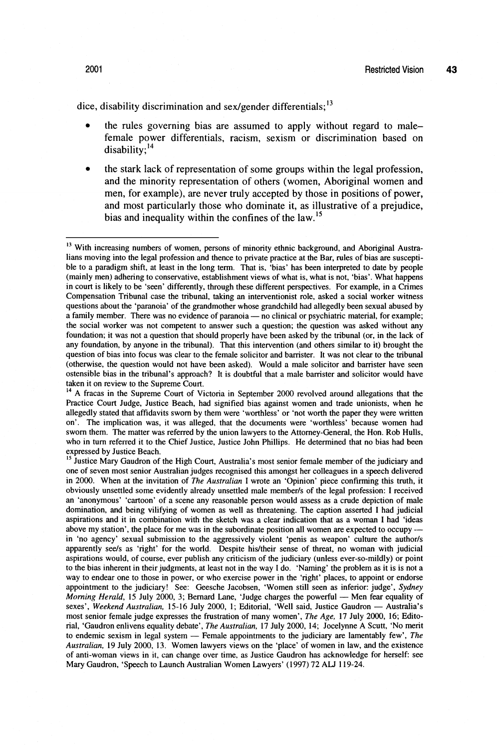dice, disability discrimination and sex/gender differentials;[13]

- the rules governing bias are assumed to apply without regard to male–female power differentials, racism, sexism or discrimination based on disability;[14]
- the stark lack of representation of some groups within the legal profession, and the minority representation of others (women, Aboriginal women and men, for example), are never truly accepted by those in positions of power, and most particularly those who dominate it, as illustrative of a prejudice, bias and inequality within the confines of the law.[15]

---

[13] With increasing numbers of women, persons of minority ethnic background, and Aboriginal Australians moving into the legal profession and thence to private practice at the Bar, rules of bias are susceptible to a paradigm shift, at least in the long term. That is, 'bias' has been interpreted to date by people (mainly men) adhering to conservative, establishment views of what is, what is not, 'bias'. What happens in court is likely to be 'seen' differently, through these different perspectives. For example, in a Crimes Compensation Tribunal case the tribunal, taking an interventionist role, asked a social worker witness questions about the 'paranoia' of the grandmother whose grandchild had allegedly been sexual abused by a family member. There was no evidence of paranoia — no clinical or psychiatric material, for example; the social worker was not competent to answer such a question; the question was asked without any foundation; it was not a question that should properly have been asked by the tribunal (or, in the lack of any foundation, by anyone in the tribunal). That this intervention (and others similar to it) brought the question of bias into focus was clear to the female solicitor and barrister. It was not clear to the tribunal (otherwise, the question would not have been asked). Would a male solicitor and barrister have seen ostensible bias in the tribunal's approach? It is doubtful that a male barrister and solicitor would have taken it on review to the Supreme Court.

[14] A fracas in the Supreme Court of Victoria in September 2000 revolved around allegations that the Practice Court Judge, Justice Beach, had signified bias against women and trade unionists, when he allegedly stated that affidavits sworn by them were 'worthless' or 'not worth the paper they were written on'. The implication was, it was alleged, that the documents were 'worthless' because women had sworn them. The matter was referred by the union lawyers to the Attorney-General, the Hon. Rob Hulls, who in turn referred it to the Chief Justice, Justice John Phillips. He determined that no bias had been expressed by Justice Beach.

[15] Justice Mary Gaudron of the High Court, Australia's most senior female member of the judiciary and one of seven most senior Australian judges recognised this amongst her colleagues in a speech delivered in 2000. When at the invitation of *The Australian* I wrote an 'Opinion' piece confirming this truth, it obviously unsettled some evidently already unsettled male member/s of the legal profession: I received an 'anonymous' 'cartoon' of a scene any reasonable person would assess as a crude depiction of male domination, and being vilifying of women as well as threatening. The caption asserted I had judicial aspirations and it in combination with the sketch was a clear indication that as a woman I had 'ideas above my station', the place for me was in the subordinate position all women are expected to occupy — in 'no agency' sexual submission to the aggressively violent 'penis as weapon' culture the author/s apparently see/s as 'right' for the world. Despite his/their sense of threat, no woman with judicial aspirations would, of course, ever publish any criticism of the judiciary (unless ever-so-mildly) or point to the bias inherent in their judgments, at least not in the way I do. 'Naming' the problem as it is is not a way to endear one to those in power, or who exercise power in the 'right' places, to appoint or endorse appointment to the judiciary! See: Geesche Jacobsen, 'Women still seen as inferior: judge', *Sydney Morning Herald*, 15 July 2000, 3; Bernard Lane, 'Judge charges the powerful — Men fear equality of sexes', *Weekend Australian*, 15-16 July 2000, 1; Editorial, 'Well said, Justice Gaudron — Australia's most senior female judge expresses the frustration of many women', *The Age*, 17 July 2000, 16; Editorial, 'Gaudron enlivens equality debate', *The Australian*, 17 July 2000, 14; Jocelynne A Scutt, 'No merit to endemic sexism in legal system — Female appointments to the judiciary are lamentably few', *The Australian*, 19 July 2000, 13. Women lawyers views on the 'place' of women in law, and the existence of anti-woman views in it, can change over time, as Justice Gaudron has acknowledge for herself: see Mary Gaudron, 'Speech to Launch Australian Women Lawyers' (1997) 72 ALJ 119-24.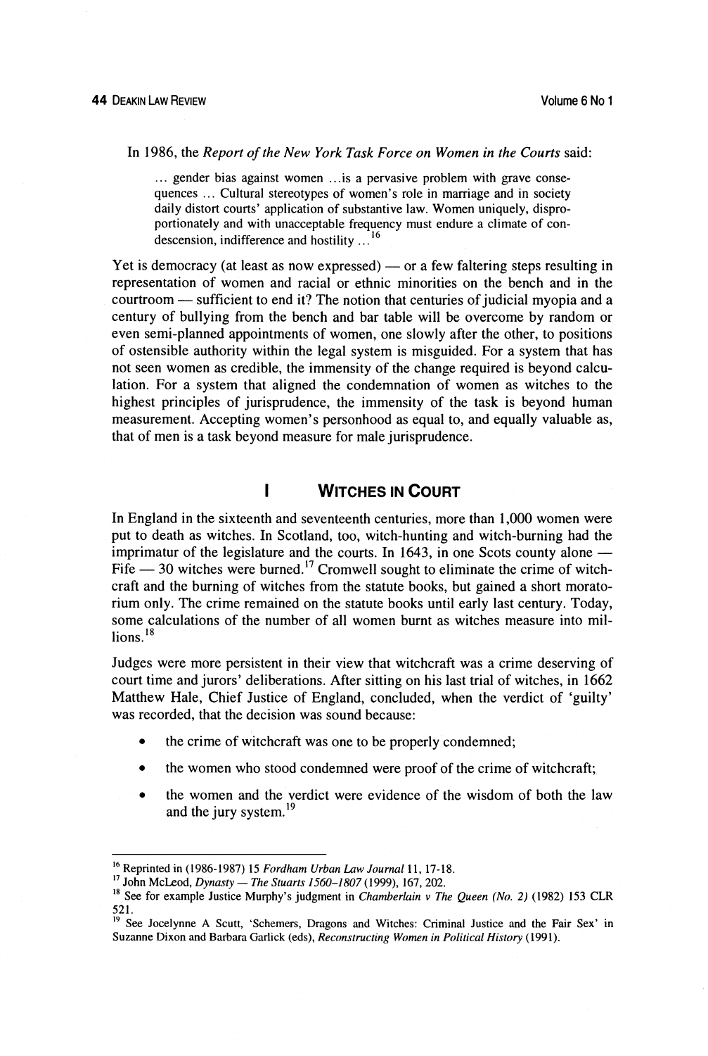In 1986, the *Report of the New York Task Force on Women in the Courts* said:

> ... gender bias against women ...is a pervasive problem with grave consequences ... Cultural stereotypes of women's role in marriage and in society daily distort courts' application of substantive law. Women uniquely, disproportionately and with unacceptable frequency must endure a climate of condescension, indifference and hostility ...[16]

Yet is democracy (at least as now expressed) — or a few faltering steps resulting in representation of women and racial or ethnic minorities on the bench and in the courtroom — sufficient to end it? The notion that centuries of judicial myopia and a century of bullying from the bench and bar table will be overcome by random or even semi-planned appointments of women, one slowly after the other, to positions of ostensible authority within the legal system is misguided. For a system that has not seen women as credible, the immensity of the change required is beyond calculation. For a system that aligned the condemnation of women as witches to the highest principles of jurisprudence, the immensity of the task is beyond human measurement. Accepting women's personhood as equal to, and equally valuable as, that of men is a task beyond measure for male jurisprudence.

## I WITCHES IN COURT

In England in the sixteenth and seventeenth centuries, more than 1,000 women were put to death as witches. In Scotland, too, witch-hunting and witch-burning had the imprimatur of the legislature and the courts. In 1643, in one Scots county alone — Fife — 30 witches were burned.[17] Cromwell sought to eliminate the crime of witchcraft and the burning of witches from the statute books, but gained a short moratorium only. The crime remained on the statute books until early last century. Today, some calculations of the number of all women burnt as witches measure into millions.[18]

Judges were more persistent in their view that witchcraft was a crime deserving of court time and jurors' deliberations. After sitting on his last trial of witches, in 1662 Matthew Hale, Chief Justice of England, concluded, when the verdict of 'guilty' was recorded, that the decision was sound because:

- the crime of witchcraft was one to be properly condemned;
- the women who stood condemned were proof of the crime of witchcraft;
- the women and the verdict were evidence of the wisdom of both the law and the jury system.[19]

---

[16] Reprinted in (1986-1987) 15 *Fordham Urban Law Journal* 11, 17-18.

[17] John McLeod, *Dynasty — The Stuarts 1560–1807* (1999), 167, 202.

[18] See for example Justice Murphy's judgment in *Chamberlain v The Queen (No. 2)* (1982) 153 CLR 521.

[19] See Jocelynne A Scutt, 'Schemers, Dragons and Witches: Criminal Justice and the Fair Sex' in Suzanne Dixon and Barbara Garlick (eds), *Reconstructing Women in Political History* (1991).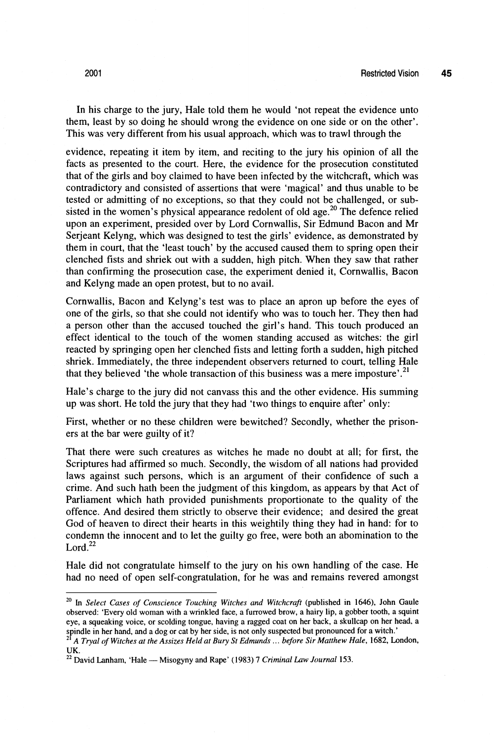In his charge to the jury, Hale told them he would 'not repeat the evidence unto them, least by so doing he should wrong the evidence on one side or on the other'. This was very different from his usual approach, which was to trawl through the

evidence, repeating it item by item, and reciting to the jury his opinion of all the facts as presented to the court. Here, the evidence for the prosecution constituted that of the girls and boy claimed to have been infected by the witchcraft, which was contradictory and consisted of assertions that were 'magical' and thus unable to be tested or admitting of no exceptions, so that they could not be challenged, or subsisted in the women's physical appearance redolent of old age.[20] The defence relied upon an experiment, presided over by Lord Cornwallis, Sir Edmund Bacon and Mr Serjeant Kelyng, which was designed to test the girls' evidence, as demonstrated by them in court, that the 'least touch' by the accused caused them to spring open their clenched fists and shriek out with a sudden, high pitch. When they saw that rather than confirming the prosecution case, the experiment denied it, Cornwallis, Bacon and Kelyng made an open protest, but to no avail.

Cornwallis, Bacon and Kelyng's test was to place an apron up before the eyes of one of the girls, so that she could not identify who was to touch her. They then had a person other than the accused touched the girl's hand. This touch produced an effect identical to the touch of the women standing accused as witches: the girl reacted by springing open her clenched fists and letting forth a sudden, high pitched shriek. Immediately, the three independent observers returned to court, telling Hale that they believed 'the whole transaction of this business was a mere imposture'.[21]

Hale's charge to the jury did not canvass this and the other evidence. His summing up was short. He told the jury that they had 'two things to enquire after' only:

First, whether or no these children were bewitched? Secondly, whether the prisoners at the bar were guilty of it?

That there were such creatures as witches he made no doubt at all; for first, the Scriptures had affirmed so much. Secondly, the wisdom of all nations had provided laws against such persons, which is an argument of their confidence of such a crime. And such hath been the judgment of this kingdom, as appears by that Act of Parliament which hath provided punishments proportionate to the quality of the offence. And desired them strictly to observe their evidence; and desired the great God of heaven to direct their hearts in this weightily thing they had in hand: for to condemn the innocent and to let the guilty go free, were both an abomination to the Lord.[22]

Hale did not congratulate himself to the jury on his own handling of the case. He had no need of open self-congratulation, for he was and remains revered amongst

---

[20] In *Select Cases of Conscience Touching Witches and Witchcraft* (published in 1646), John Gaule observed: 'Every old woman with a wrinkled face, a furrowed brow, a hairy lip, a gobber tooth, a squint eye, a squeaking voice, or scolding tongue, having a ragged coat on her back, a skullcap on her head, a spindle in her hand, and a dog or cat by her side, is not only suspected but pronounced for a witch.'

[21] *A Tryal of Witches at the Assizes Held at Bury St Edmunds ... before Sir Matthew Hale*, 1682, London, UK.

[22] David Lanham, 'Hale — Misogyny and Rape' (1983) 7 *Criminal Law Journal* 153.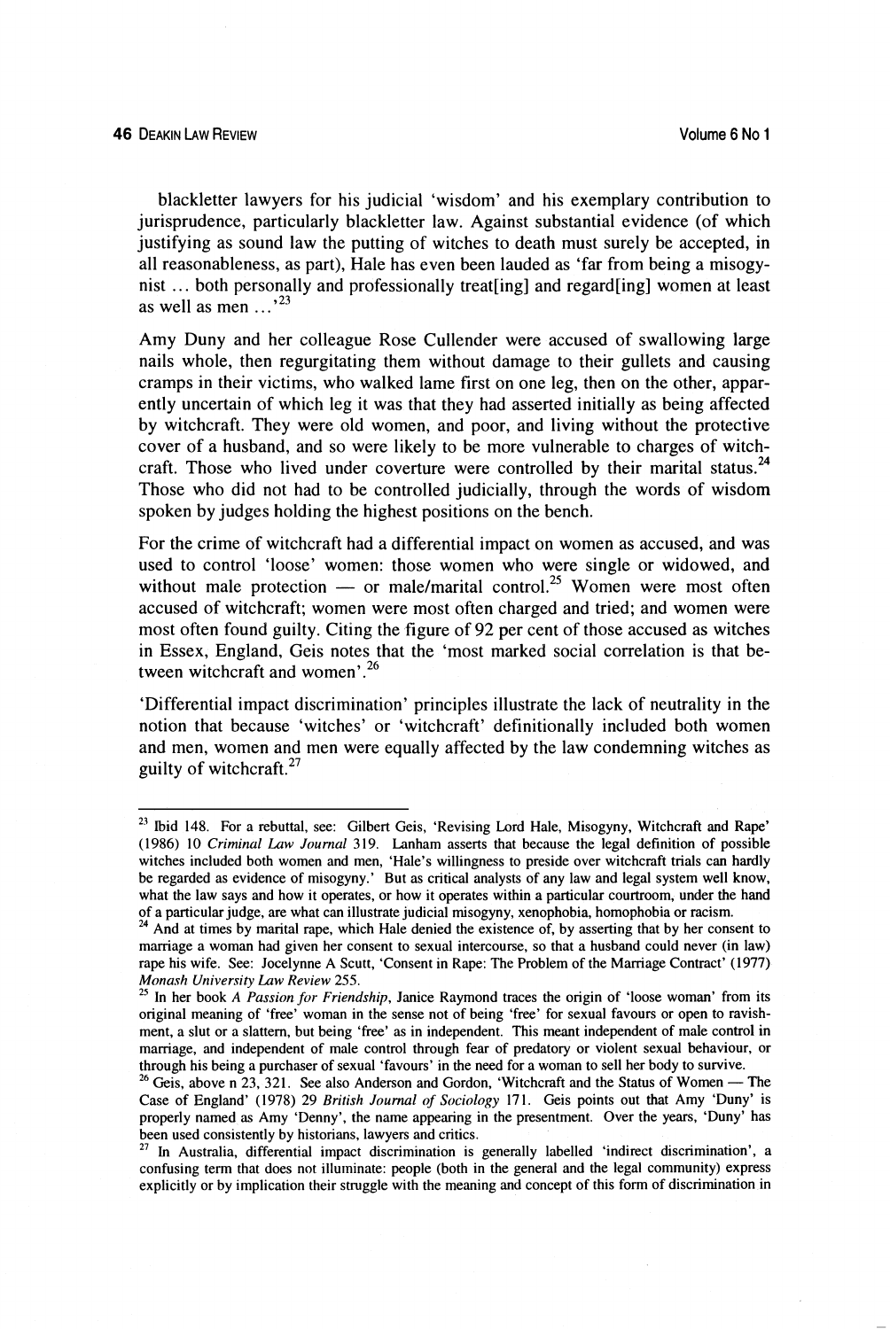blackletter lawyers for his judicial 'wisdom' and his exemplary contribution to jurisprudence, particularly blackletter law. Against substantial evidence (of which justifying as sound law the putting of witches to death must surely be accepted, in all reasonableness, as part), Hale has even been lauded as 'far from being a misogynist ... both personally and professionally treat[ing] and regard[ing] women at least as well as men ...'[23]

Amy Duny and her colleague Rose Cullender were accused of swallowing large nails whole, then regurgitating them without damage to their gullets and causing cramps in their victims, who walked lame first on one leg, then on the other, apparently uncertain of which leg it was that they had asserted initially as being affected by witchcraft. They were old women, and poor, and living without the protective cover of a husband, and so were likely to be more vulnerable to charges of witchcraft. Those who lived under coverture were controlled by their marital status.[24] Those who did not had to be controlled judicially, through the words of wisdom spoken by judges holding the highest positions on the bench.

For the crime of witchcraft had a differential impact on women as accused, and was used to control 'loose' women: those women who were single or widowed, and without male protection — or male/marital control.[25] Women were most often accused of witchcraft; women were most often charged and tried; and women were most often found guilty. Citing the figure of 92 per cent of those accused as witches in Essex, England, Geis notes that the 'most marked social correlation is that between witchcraft and women'.[26]

'Differential impact discrimination' principles illustrate the lack of neutrality in the notion that because 'witches' or 'witchcraft' definitionally included both women and men, women and men were equally affected by the law condemning witches as guilty of witchcraft.[27]

---

[23] Ibid 148. For a rebuttal, see: Gilbert Geis, 'Revising Lord Hale, Misogyny, Witchcraft and Rape' (1986) 10 *Criminal Law Journal* 319. Lanham asserts that because the legal definition of possible witches included both women and men, 'Hale's willingness to preside over witchcraft trials can hardly be regarded as evidence of misogyny.' But as critical analysts of any law and legal system well know, what the law says and how it operates, or how it operates within a particular courtroom, under the hand of a particular judge, are what can illustrate judicial misogyny, xenophobia, homophobia or racism.

[24] And at times by marital rape, which Hale denied the existence of, by asserting that by her consent to marriage a woman had given her consent to sexual intercourse, so that a husband could never (in law) rape his wife. See: Jocelynne A Scutt, 'Consent in Rape: The Problem of the Marriage Contract' (1977) *Monash University Law Review* 255.

[25] In her book *A Passion for Friendship*, Janice Raymond traces the origin of 'loose woman' from its original meaning of 'free' woman in the sense not of being 'free' for sexual favours or open to ravishment, a slut or a slattern, but being 'free' as in independent. This meant independent of male control in marriage, and independent of male control through fear of predatory or violent sexual behaviour, or through his being a purchaser of sexual 'favours' in the need for a woman to sell her body to survive.

[26] Geis, above n 23, 321. See also Anderson and Gordon, 'Witchcraft and the Status of Women — The Case of England' (1978) 29 *British Journal of Sociology* 171. Geis points out that Amy 'Duny' is properly named as Amy 'Denny', the name appearing in the presentment. Over the years, 'Duny' has been used consistently by historians, lawyers and critics.

[27] In Australia, differential impact discrimination is generally labelled 'indirect discrimination', a confusing term that does not illuminate: people (both in the general and the legal community) express explicitly or by implication their struggle with the meaning and concept of this form of discrimination in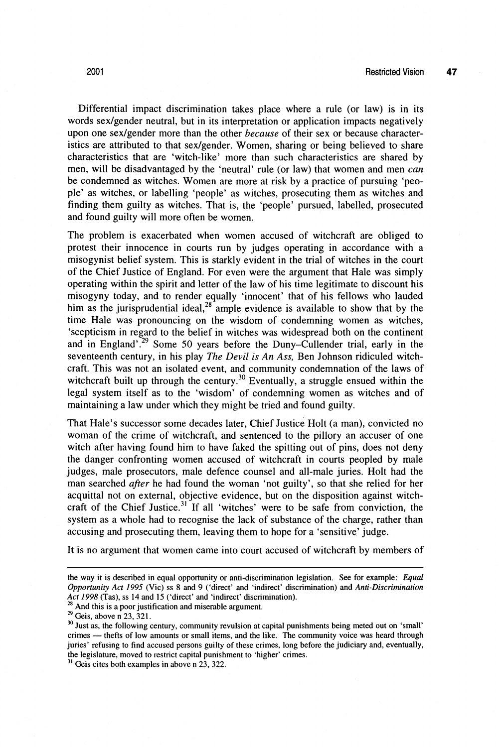Differential impact discrimination takes place where a rule (or law) is in its words sex/gender neutral, but in its interpretation or application impacts negatively upon one sex/gender more than the other *because* of their sex or because characteristics are attributed to that sex/gender. Women, sharing or being believed to share characteristics that are 'witch-like' more than such characteristics are shared by men, will be disadvantaged by the 'neutral' rule (or law) that women and men *can* be condemned as witches. Women are more at risk by a practice of pursuing 'people' as witches, or labelling 'people' as witches, prosecuting them as witches and finding them guilty as witches. That is, the 'people' pursued, labelled, prosecuted and found guilty will more often be women.

The problem is exacerbated when women accused of witchcraft are obliged to protest their innocence in courts run by judges operating in accordance with a misogynist belief system. This is starkly evident in the trial of witches in the court of the Chief Justice of England. For even were the argument that Hale was simply operating within the spirit and letter of the law of his time legitimate to discount his misogyny today, and to render equally 'innocent' that of his fellows who lauded him as the jurisprudential ideal,[28] ample evidence is available to show that by the time Hale was pronouncing on the wisdom of condemning women as witches, 'scepticism in regard to the belief in witches was widespread both on the continent and in England'.[29] Some 50 years before the Duny–Cullender trial, early in the seventeenth century, in his play *The Devil is An Ass,* Ben Johnson ridiculed witchcraft. This was not an isolated event, and community condemnation of the laws of witchcraft built up through the century.[30] Eventually, a struggle ensued within the legal system itself as to the 'wisdom' of condemning women as witches and of maintaining a law under which they might be tried and found guilty.

That Hale's successor some decades later, Chief Justice Holt (a man), convicted no woman of the crime of witchcraft, and sentenced to the pillory an accuser of one witch after having found him to have faked the spitting out of pins, does not deny the danger confronting women accused of witchcraft in courts peopled by male judges, male prosecutors, male defence counsel and all-male juries. Holt had the man searched *after* he had found the woman 'not guilty', so that she relied for her acquittal not on external, objective evidence, but on the disposition against witchcraft of the Chief Justice.[31] If all 'witches' were to be safe from conviction, the system as a whole had to recognise the lack of substance of the charge, rather than accusing and prosecuting them, leaving them to hope for a 'sensitive' judge.

It is no argument that women came into court accused of witchcraft by members of

---

the way it is described in equal opportunity or anti-discrimination legislation. See for example: *Equal Opportunity Act 1995* (Vic) ss 8 and 9 ('direct' and 'indirect' discrimination) and *Anti-Discrimination Act 1998* (Tas), ss 14 and 15 ('direct' and 'indirect' discrimination).

[28] And this is a poor justification and miserable argument.

[29] Geis, above n 23, 321.

[30] Just as, the following century, community revulsion at capital punishments being meted out on 'small' crimes — thefts of low amounts or small items, and the like. The community voice was heard through juries' refusing to find accused persons guilty of these crimes, long before the judiciary and, eventually, the legislature, moved to restrict capital punishment to 'higher' crimes.

[31] Geis cites both examples in above n 23, 322.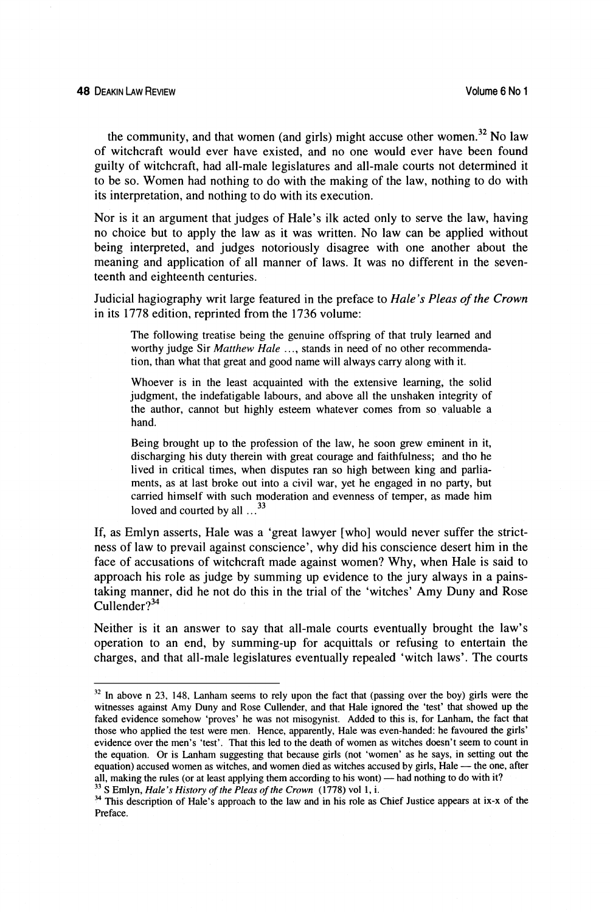the community, and that women (and girls) might accuse other women.[32] No law of witchcraft would ever have existed, and no one would ever have been found guilty of witchcraft, had all-male legislatures and all-male courts not determined it to be so. Women had nothing to do with the making of the law, nothing to do with its interpretation, and nothing to do with its execution.

Nor is it an argument that judges of Hale's ilk acted only to serve the law, having no choice but to apply the law as it was written. No law can be applied without being interpreted, and judges notoriously disagree with one another about the meaning and application of all manner of laws. It was no different in the seventeenth and eighteenth centuries.

Judicial hagiography writ large featured in the preface to *Hale's Pleas of the Crown* in its 1778 edition, reprinted from the 1736 volume:

> The following treatise being the genuine offspring of that truly learned and worthy judge Sir *Matthew Hale* ..., stands in need of no other recommendation, than what that great and good name will always carry along with it.
>
> Whoever is in the least acquainted with the extensive learning, the solid judgment, the indefatigable labours, and above all the unshaken integrity of the author, cannot but highly esteem whatever comes from so valuable a hand.
>
> Being brought up to the profession of the law, he soon grew eminent in it, discharging his duty therein with great courage and faithfulness; and tho he lived in critical times, when disputes ran so high between king and parliaments, as at last broke out into a civil war, yet he engaged in no party, but carried himself with such moderation and evenness of temper, as made him loved and courted by all ...[33]

If, as Emlyn asserts, Hale was a 'great lawyer [who] would never suffer the strictness of law to prevail against conscience', why did his conscience desert him in the face of accusations of witchcraft made against women? Why, when Hale is said to approach his role as judge by summing up evidence to the jury always in a painstaking manner, did he not do this in the trial of the 'witches' Amy Duny and Rose Cullender?[34]

Neither is it an answer to say that all-male courts eventually brought the law's operation to an end, by summing-up for acquittals or refusing to entertain the charges, and that all-male legislatures eventually repealed 'witch laws'. The courts

---

[32] In above n 23, 148, Lanham seems to rely upon the fact that (passing over the boy) girls were the witnesses against Amy Duny and Rose Cullender, and that Hale ignored the 'test' that showed up the faked evidence somehow 'proves' he was not misogynist. Added to this is, for Lanham, the fact that those who applied the test were men. Hence, apparently, Hale was even-handed: he favoured the girls' evidence over the men's 'test'. That this led to the death of women as witches doesn't seem to count in the equation. Or is Lanham suggesting that because girls (not 'women' as he says, in setting out the equation) accused women as witches, and women died as witches accused by girls, Hale — the one, after all, making the rules (or at least applying them according to his wont) — had nothing to do with it?

[33] S Emlyn, *Hale's History of the Pleas of the Crown* (1778) vol 1, i.

[34] This description of Hale's approach to the law and in his role as Chief Justice appears at ix-x of the Preface.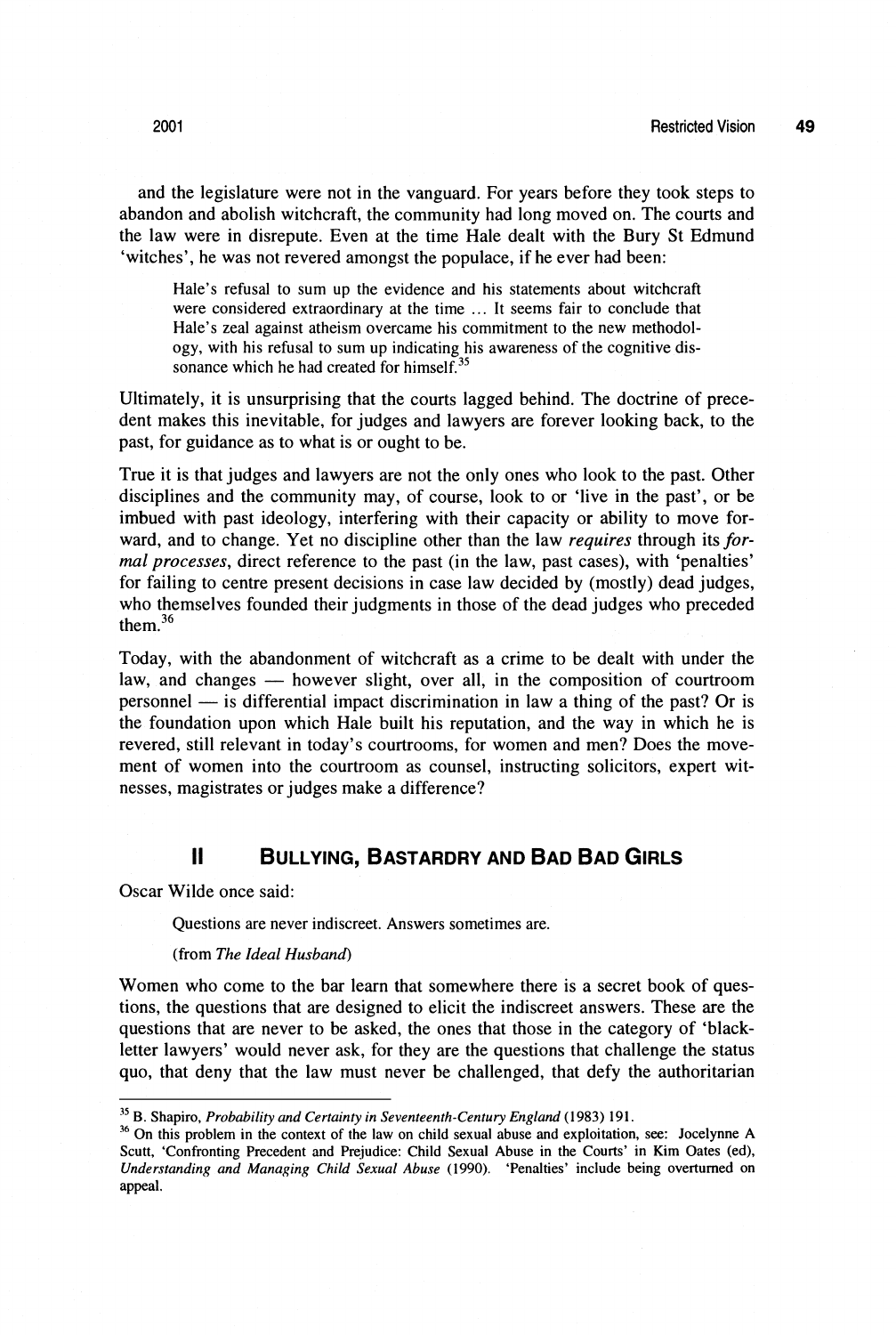and the legislature were not in the vanguard. For years before they took steps to abandon and abolish witchcraft, the community had long moved on. The courts and the law were in disrepute. Even at the time Hale dealt with the Bury St Edmund 'witches', he was not revered amongst the populace, if he ever had been:

> Hale's refusal to sum up the evidence and his statements about witchcraft were considered extraordinary at the time ... It seems fair to conclude that Hale's zeal against atheism overcame his commitment to the new methodology, with his refusal to sum up indicating his awareness of the cognitive dissonance which he had created for himself.[35]

Ultimately, it is unsurprising that the courts lagged behind. The doctrine of precedent makes this inevitable, for judges and lawyers are forever looking back, to the past, for guidance as to what is or ought to be.

True it is that judges and lawyers are not the only ones who look to the past. Other disciplines and the community may, of course, look to or 'live in the past', or be imbued with past ideology, interfering with their capacity or ability to move forward, and to change. Yet no discipline other than the law *requires* through its *formal processes*, direct reference to the past (in the law, past cases), with 'penalties' for failing to centre present decisions in case law decided by (mostly) dead judges, who themselves founded their judgments in those of the dead judges who preceded them.[36]

Today, with the abandonment of witchcraft as a crime to be dealt with under the law, and changes — however slight, over all, in the composition of courtroom personnel — is differential impact discrimination in law a thing of the past? Or is the foundation upon which Hale built his reputation, and the way in which he is revered, still relevant in today's courtrooms, for women and men? Does the movement of women into the courtroom as counsel, instructing solicitors, expert witnesses, magistrates or judges make a difference?

## II BULLYING, BASTARDRY AND BAD BAD GIRLS

Oscar Wilde once said:

> Questions are never indiscreet. Answers sometimes are.
>
> (from *The Ideal Husband*)

Women who come to the bar learn that somewhere there is a secret book of questions, the questions that are designed to elicit the indiscreet answers. These are the questions that are never to be asked, the ones that those in the category of 'black-letter lawyers' would never ask, for they are the questions that challenge the status quo, that deny that the law must never be challenged, that defy the authoritarian

---

[35] B. Shapiro, *Probability and Certainty in Seventeenth-Century England* (1983) 191.

[36] On this problem in the context of the law on child sexual abuse and exploitation, see: Jocelynne A Scutt, 'Confronting Precedent and Prejudice: Child Sexual Abuse in the Courts' in Kim Oates (ed), *Understanding and Managing Child Sexual Abuse* (1990). 'Penalties' include being overturned on appeal.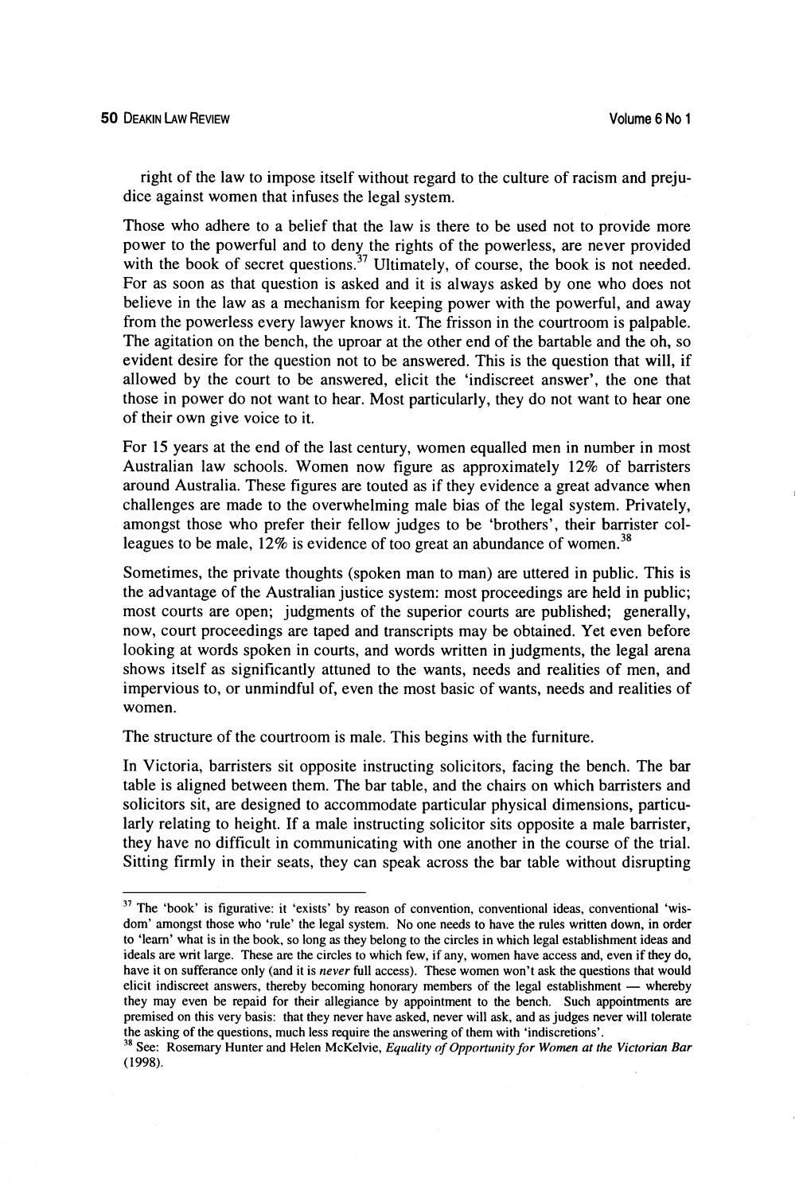right of the law to impose itself without regard to the culture of racism and prejudice against women that infuses the legal system.

Those who adhere to a belief that the law is there to be used not to provide more power to the powerful and to deny the rights of the powerless, are never provided with the book of secret questions.[37] Ultimately, of course, the book is not needed. For as soon as that question is asked and it is always asked by one who does not believe in the law as a mechanism for keeping power with the powerful, and away from the powerless every lawyer knows it. The frisson in the courtroom is palpable. The agitation on the bench, the uproar at the other end of the bartable and the oh, so evident desire for the question not to be answered. This is the question that will, if allowed by the court to be answered, elicit the 'indiscreet answer', the one that those in power do not want to hear. Most particularly, they do not want to hear one of their own give voice to it.

For 15 years at the end of the last century, women equalled men in number in most Australian law schools. Women now figure as approximately 12% of barristers around Australia. These figures are touted as if they evidence a great advance when challenges are made to the overwhelming male bias of the legal system. Privately, amongst those who prefer their fellow judges to be 'brothers', their barrister colleagues to be male, 12% is evidence of too great an abundance of women.[38]

Sometimes, the private thoughts (spoken man to man) are uttered in public. This is the advantage of the Australian justice system: most proceedings are held in public; most courts are open; judgments of the superior courts are published; generally, now, court proceedings are taped and transcripts may be obtained. Yet even before looking at words spoken in courts, and words written in judgments, the legal arena shows itself as significantly attuned to the wants, needs and realities of men, and impervious to, or unmindful of, even the most basic of wants, needs and realities of women.

The structure of the courtroom is male. This begins with the furniture.

In Victoria, barristers sit opposite instructing solicitors, facing the bench. The bar table is aligned between them. The bar table, and the chairs on which barristers and solicitors sit, are designed to accommodate particular physical dimensions, particularly relating to height. If a male instructing solicitor sits opposite a male barrister, they have no difficult in communicating with one another in the course of the trial. Sitting firmly in their seats, they can speak across the bar table without disrupting

---

[37] The 'book' is figurative: it 'exists' by reason of convention, conventional ideas, conventional 'wisdom' amongst those who 'rule' the legal system. No one needs to have the rules written down, in order to 'learn' what is in the book, so long as they belong to the circles in which legal establishment ideas and ideals are writ large. These are the circles to which few, if any, women have access and, even if they do, have it on sufferance only (and it is *never* full access). These women won't ask the questions that would elicit indiscreet answers, thereby becoming honorary members of the legal establishment — whereby they may even be repaid for their allegiance by appointment to the bench. Such appointments are premised on this very basis: that they never have asked, never will ask, and as judges never will tolerate the asking of the questions, much less require the answering of them with 'indiscretions'.

[38] See: Rosemary Hunter and Helen McKelvie, *Equality of Opportunity for Women at the Victorian Bar* (1998).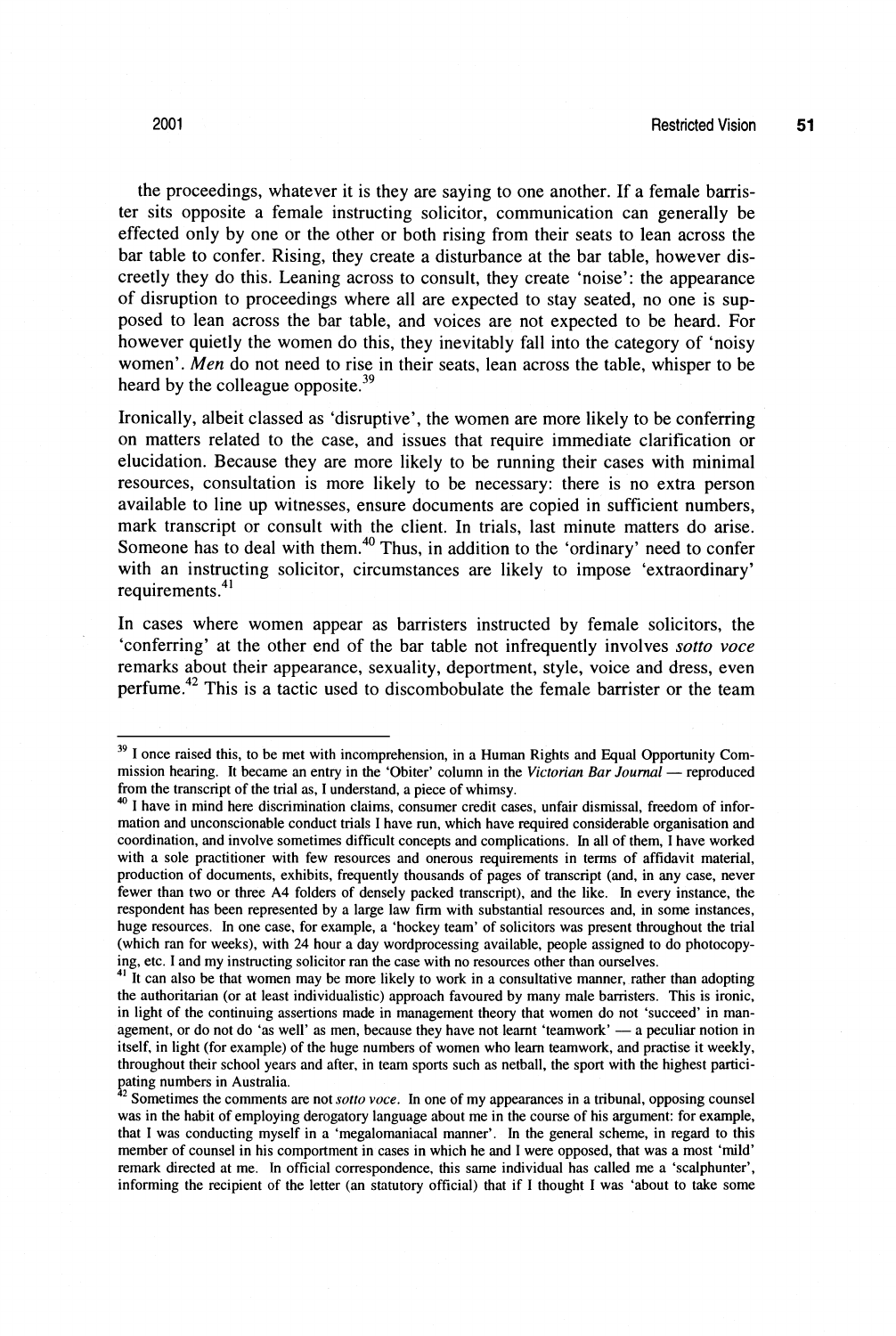the proceedings, whatever it is they are saying to one another. If a female barrister sits opposite a female instructing solicitor, communication can generally be effected only by one or the other or both rising from their seats to lean across the bar table to confer. Rising, they create a disturbance at the bar table, however discreetly they do this. Leaning across to consult, they create 'noise': the appearance of disruption to proceedings where all are expected to stay seated, no one is supposed to lean across the bar table, and voices are not expected to be heard. For however quietly the women do this, they inevitably fall into the category of 'noisy women'. *Men* do not need to rise in their seats, lean across the table, whisper to be heard by the colleague opposite.[39]

Ironically, albeit classed as 'disruptive', the women are more likely to be conferring on matters related to the case, and issues that require immediate clarification or elucidation. Because they are more likely to be running their cases with minimal resources, consultation is more likely to be necessary: there is no extra person available to line up witnesses, ensure documents are copied in sufficient numbers, mark transcript or consult with the client. In trials, last minute matters do arise. Someone has to deal with them.[40] Thus, in addition to the 'ordinary' need to confer with an instructing solicitor, circumstances are likely to impose 'extraordinary' requirements.[41]

In cases where women appear as barristers instructed by female solicitors, the 'conferring' at the other end of the bar table not infrequently involves *sotto voce* remarks about their appearance, sexuality, deportment, style, voice and dress, even perfume.[42] This is a tactic used to discombobulate the female barrister or the team

---

[39] I once raised this, to be met with incomprehension, in a Human Rights and Equal Opportunity Commission hearing. It became an entry in the 'Obiter' column in the *Victorian Bar Journal* — reproduced from the transcript of the trial as, I understand, a piece of whimsy.

[40] I have in mind here discrimination claims, consumer credit cases, unfair dismissal, freedom of information and unconscionable conduct trials I have run, which have required considerable organisation and coordination, and involve sometimes difficult concepts and complications. In all of them, I have worked with a sole practitioner with few resources and onerous requirements in terms of affidavit material, production of documents, exhibits, frequently thousands of pages of transcript (and, in any case, never fewer than two or three A4 folders of densely packed transcript), and the like. In every instance, the respondent has been represented by a large law firm with substantial resources and, in some instances, huge resources. In one case, for example, a 'hockey team' of solicitors was present throughout the trial (which ran for weeks), with 24 hour a day wordprocessing available, people assigned to do photocopying, etc. I and my instructing solicitor ran the case with no resources other than ourselves.

[41] It can also be that women may be more likely to work in a consultative manner, rather than adopting the authoritarian (or at least individualistic) approach favoured by many male barristers. This is ironic, in light of the continuing assertions made in management theory that women do not 'succeed' in management, or do not do 'as well' as men, because they have not learnt 'teamwork' — a peculiar notion in itself, in light (for example) of the huge numbers of women who learn teamwork, and practise it weekly, throughout their school years and after, in team sports such as netball, the sport with the highest participating numbers in Australia.

[42] Sometimes the comments are not *sotto voce*. In one of my appearances in a tribunal, opposing counsel was in the habit of employing derogatory language about me in the course of his argument: for example, that I was conducting myself in a 'megalomaniacal manner'. In the general scheme, in regard to this member of counsel in his comportment in cases in which he and I were opposed, that was a most 'mild' remark directed at me. In official correspondence, this same individual has called me a 'scalphunter', informing the recipient of the letter (an statutory official) that if I thought I was 'about to take some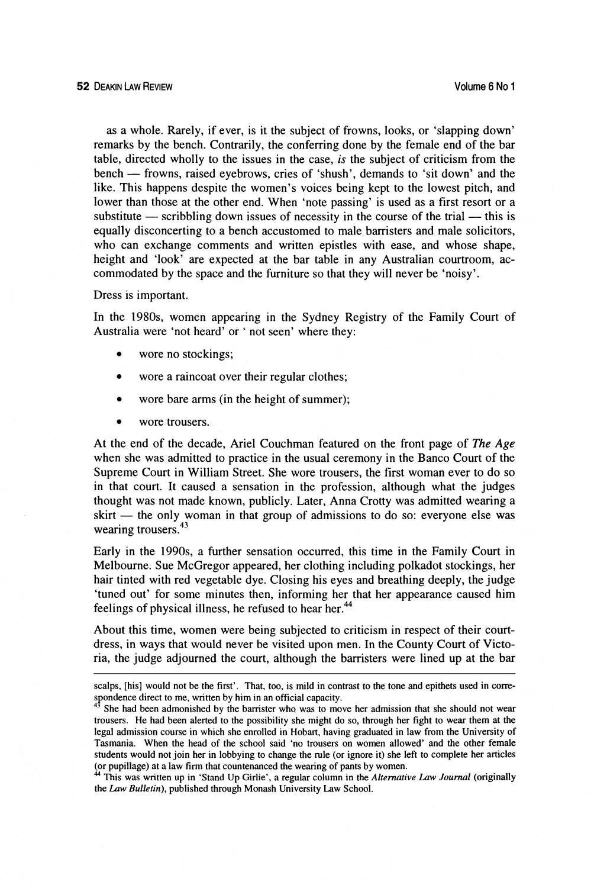as a whole. Rarely, if ever, is it the subject of frowns, looks, or 'slapping down' remarks by the bench. Contrarily, the conferring done by the female end of the bar table, directed wholly to the issues in the case, *is* the subject of criticism from the bench — frowns, raised eyebrows, cries of 'shush', demands to 'sit down' and the like. This happens despite the women's voices being kept to the lowest pitch, and lower than those at the other end. When 'note passing' is used as a first resort or a substitute — scribbling down issues of necessity in the course of the trial — this is equally disconcerting to a bench accustomed to male barristers and male solicitors, who can exchange comments and written epistles with ease, and whose shape, height and 'look' are expected at the bar table in any Australian courtroom, accommodated by the space and the furniture so that they will never be 'noisy'.

Dress is important.

In the 1980s, women appearing in the Sydney Registry of the Family Court of Australia were 'not heard' or ' not seen' where they:

- wore no stockings;
- wore a raincoat over their regular clothes;
- wore bare arms (in the height of summer);
- wore trousers.

At the end of the decade, Ariel Couchman featured on the front page of *The Age* when she was admitted to practice in the usual ceremony in the Banco Court of the Supreme Court in William Street. She wore trousers, the first woman ever to do so in that court. It caused a sensation in the profession, although what the judges thought was not made known, publicly. Later, Anna Crotty was admitted wearing a skirt — the only woman in that group of admissions to do so: everyone else was wearing trousers.[43]

Early in the 1990s, a further sensation occurred, this time in the Family Court in Melbourne. Sue McGregor appeared, her clothing including polkadot stockings, her hair tinted with red vegetable dye. Closing his eyes and breathing deeply, the judge 'tuned out' for some minutes then, informing her that her appearance caused him feelings of physical illness, he refused to hear her.[44]

About this time, women were being subjected to criticism in respect of their court-dress, in ways that would never be visited upon men. In the County Court of Victoria, the judge adjourned the court, although the barristers were lined up at the bar

---

scalps, [his] would not be the first'. That, too, is mild in contrast to the tone and epithets used in correspondence direct to me, written by him in an official capacity.

[43] She had been admonished by the barrister who was to move her admission that she should not wear trousers. He had been alerted to the possibility she might do so, through her fight to wear them at the legal admission course in which she enrolled in Hobart, having graduated in law from the University of Tasmania. When the head of the school said 'no trousers on women allowed' and the other female students would not join her in lobbying to change the rule (or ignore it) she left to complete her articles (or pupillage) at a law firm that countenanced the wearing of pants by women.

[44] This was written up in 'Stand Up Girlie', a regular column in the *Alternative Law Journal* (originally the *Law Bulletin*), published through Monash University Law School.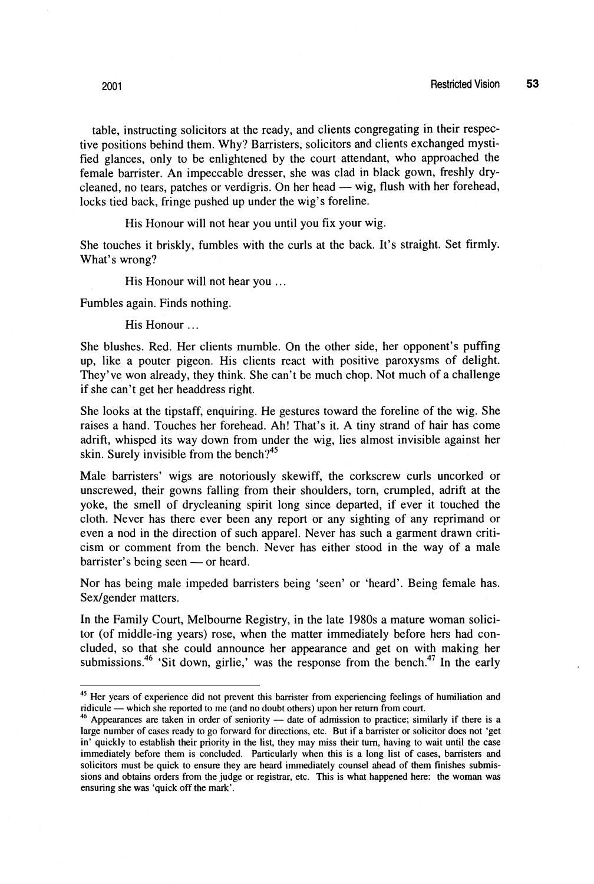table, instructing solicitors at the ready, and clients congregating in their respective positions behind them. Why? Barristers, solicitors and clients exchanged mystified glances, only to be enlightened by the court attendant, who approached the female barrister. An impeccable dresser, she was clad in black gown, freshly drycleaned, no tears, patches or verdigris. On her head — wig, flush with her forehead, locks tied back, fringe pushed up under the wig's foreline.

> His Honour will not hear you until you fix your wig.

She touches it briskly, fumbles with the curls at the back. It's straight. Set firmly. What's wrong?

> His Honour will not hear you ...

Fumbles again. Finds nothing.

> His Honour ...

She blushes. Red. Her clients mumble. On the other side, her opponent's puffing up, like a pouter pigeon. His clients react with positive paroxysms of delight. They've won already, they think. She can't be much chop. Not much of a challenge if she can't get her headdress right.

She looks at the tipstaff, enquiring. He gestures toward the foreline of the wig. She raises a hand. Touches her forehead. Ah! That's it. A tiny strand of hair has come adrift, whisped its way down from under the wig, lies almost invisible against her skin. Surely invisible from the bench?[45]

Male barristers' wigs are notoriously skewiff, the corkscrew curls uncorked or unscrewed, their gowns falling from their shoulders, torn, crumpled, adrift at the yoke, the smell of drycleaning spirit long since departed, if ever it touched the cloth. Never has there ever been any report or any sighting of any reprimand or even a nod in the direction of such apparel. Never has such a garment drawn criticism or comment from the bench. Never has either stood in the way of a male barrister's being seen — or heard.

Nor has being male impeded barristers being 'seen' or 'heard'. Being female has. Sex/gender matters.

In the Family Court, Melbourne Registry, in the late 1980s a mature woman solicitor (of middle-ing years) rose, when the matter immediately before hers had concluded, so that she could announce her appearance and get on with making her submissions.[46] 'Sit down, girlie,' was the response from the bench.[47] In the early

---

[45] Her years of experience did not prevent this barrister from experiencing feelings of humiliation and ridicule — which she reported to me (and no doubt others) upon her return from court.

[46] Appearances are taken in order of seniority — date of admission to practice; similarly if there is a large number of cases ready to go forward for directions, etc. But if a barrister or solicitor does not 'get in' quickly to establish their priority in the list, they may miss their turn, having to wait until the case immediately before them is concluded. Particularly when this is a long list of cases, barristers and solicitors must be quick to ensure they are heard immediately counsel ahead of them finishes submissions and obtains orders from the judge or registrar, etc. This is what happened here: the woman was ensuring she was 'quick off the mark'.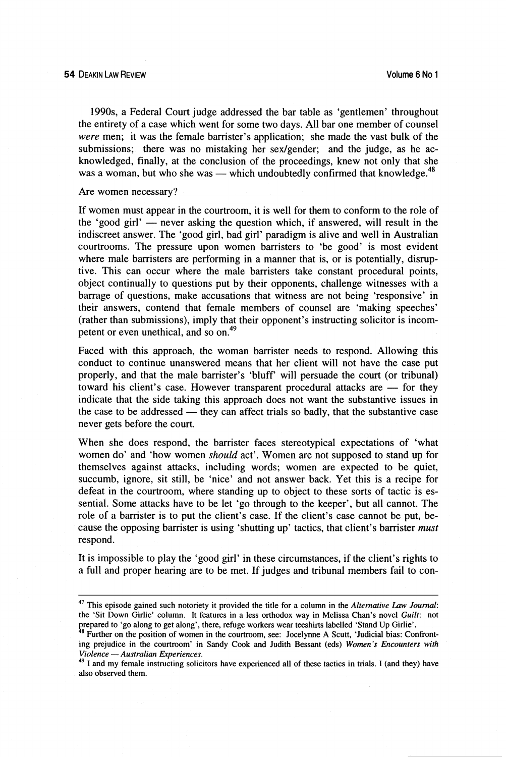1990s, a Federal Court judge addressed the bar table as 'gentlemen' throughout the entirety of a case which went for some two days. All bar one member of counsel *were* men; it was the female barrister's application; she made the vast bulk of the submissions; there was no mistaking her sex/gender; and the judge, as he acknowledged, finally, at the conclusion of the proceedings, knew not only that she was a woman, but who she was — which undoubtedly confirmed that knowledge.[48]

Are women necessary?

If women must appear in the courtroom, it is well for them to conform to the role of the 'good girl' — never asking the question which, if answered, will result in the indiscreet answer. The 'good girl, bad girl' paradigm is alive and well in Australian courtrooms. The pressure upon women barristers to 'be good' is most evident where male barristers are performing in a manner that is, or is potentially, disruptive. This can occur where the male barristers take constant procedural points, object continually to questions put by their opponents, challenge witnesses with a barrage of questions, make accusations that witness are not being 'responsive' in their answers, contend that female members of counsel are 'making speeches' (rather than submissions), imply that their opponent's instructing solicitor is incompetent or even unethical, and so on.[49]

Faced with this approach, the woman barrister needs to respond. Allowing this conduct to continue unanswered means that her client will not have the case put properly, and that the male barrister's 'bluff' will persuade the court (or tribunal) toward his client's case. However transparent procedural attacks are — for they indicate that the side taking this approach does not want the substantive issues in the case to be addressed — they can affect trials so badly, that the substantive case never gets before the court.

When she does respond, the barrister faces stereotypical expectations of 'what women do' and 'how women *should* act'. Women are not supposed to stand up for themselves against attacks, including words; women are expected to be quiet, succumb, ignore, sit still, be 'nice' and not answer back. Yet this is a recipe for defeat in the courtroom, where standing up to object to these sorts of tactic is essential. Some attacks have to be let 'go through to the keeper', but all cannot. The role of a barrister is to put the client's case. If the client's case cannot be put, because the opposing barrister is using 'shutting up' tactics, that client's barrister *must* respond.

It is impossible to play the 'good girl' in these circumstances, if the client's rights to a full and proper hearing are to be met. If judges and tribunal members fail to con-

---

[47] This episode gained such notoriety it provided the title for a column in the *Alternative Law Journal*: the 'Sit Down Girlie' column. It features in a less orthodox way in Melissa Chan's novel *Guilt*: not prepared to 'go along to get along', there, refuge workers wear teeshirts labelled 'Stand Up Girlie'.

[48] Further on the position of women in the courtroom, see: Jocelynne A Scutt, 'Judicial bias: Confronting prejudice in the courtroom' in Sandy Cook and Judith Bessant (eds) *Women's Encounters with Violence — Australian Experiences*.

[49] I and my female instructing solicitors have experienced all of these tactics in trials. I (and they) have also observed them.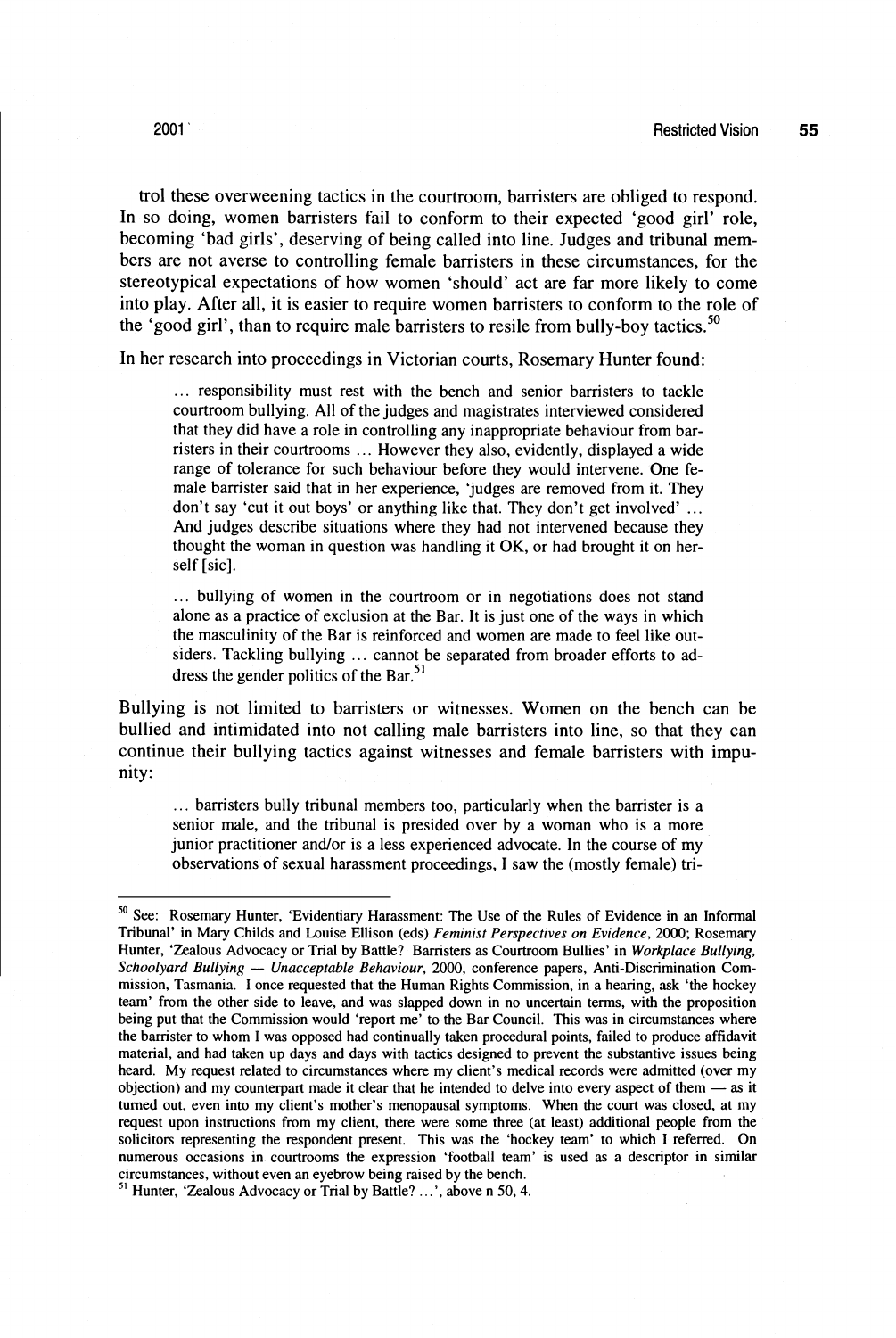trol these overweening tactics in the courtroom, barristers are obliged to respond. In so doing, women barristers fail to conform to their expected 'good girl' role, becoming 'bad girls', deserving of being called into line. Judges and tribunal members are not averse to controlling female barristers in these circumstances, for the stereotypical expectations of how women 'should' act are far more likely to come into play. After all, it is easier to require women barristers to conform to the role of the 'good girl', than to require male barristers to resile from bully-boy tactics.[50]

In her research into proceedings in Victorian courts, Rosemary Hunter found:

> ... responsibility must rest with the bench and senior barristers to tackle courtroom bullying. All of the judges and magistrates interviewed considered that they did have a role in controlling any inappropriate behaviour from barristers in their courtrooms ... However they also, evidently, displayed a wide range of tolerance for such behaviour before they would intervene. One female barrister said that in her experience, 'judges are removed from it. They don't say 'cut it out boys' or anything like that. They don't get involved' ... And judges describe situations where they had not intervened because they thought the woman in question was handling it OK, or had brought it on herself [sic].
>
> ... bullying of women in the courtroom or in negotiations does not stand alone as a practice of exclusion at the Bar. It is just one of the ways in which the masculinity of the Bar is reinforced and women are made to feel like outsiders. Tackling bullying ... cannot be separated from broader efforts to address the gender politics of the Bar.[51]

Bullying is not limited to barristers or witnesses. Women on the bench can be bullied and intimidated into not calling male barristers into line, so that they can continue their bullying tactics against witnesses and female barristers with impunity:

> ... barristers bully tribunal members too, particularly when the barrister is a senior male, and the tribunal is presided over by a woman who is a more junior practitioner and/or is a less experienced advocate. In the course of my observations of sexual harassment proceedings, I saw the (mostly female) tri-

---

[50] See: Rosemary Hunter, 'Evidentiary Harassment: The Use of the Rules of Evidence in an Informal Tribunal' in Mary Childs and Louise Ellison (eds) *Feminist Perspectives on Evidence*, 2000; Rosemary Hunter, 'Zealous Advocacy or Trial by Battle? Barristers as Courtroom Bullies' in *Workplace Bullying, Schoolyard Bullying — Unacceptable Behaviour*, 2000, conference papers, Anti-Discrimination Commission, Tasmania. I once requested that the Human Rights Commission, in a hearing, ask 'the hockey team' from the other side to leave, and was slapped down in no uncertain terms, with the proposition being put that the Commission would 'report me' to the Bar Council. This was in circumstances where the barrister to whom I was opposed had continually taken procedural points, failed to produce affidavit material, and had taken up days and days with tactics designed to prevent the substantive issues being heard. My request related to circumstances where my client's medical records were admitted (over my objection) and my counterpart made it clear that he intended to delve into every aspect of them — as it turned out, even into my client's mother's menopausal symptoms. When the court was closed, at my request upon instructions from my client, there were some three (at least) additional people from the solicitors representing the respondent present. This was the 'hockey team' to which I referred. On numerous occasions in courtrooms the expression 'football team' is used as a descriptor in similar circumstances, without even an eyebrow being raised by the bench.

[51] Hunter, 'Zealous Advocacy or Trial by Battle? ...', above n 50, 4.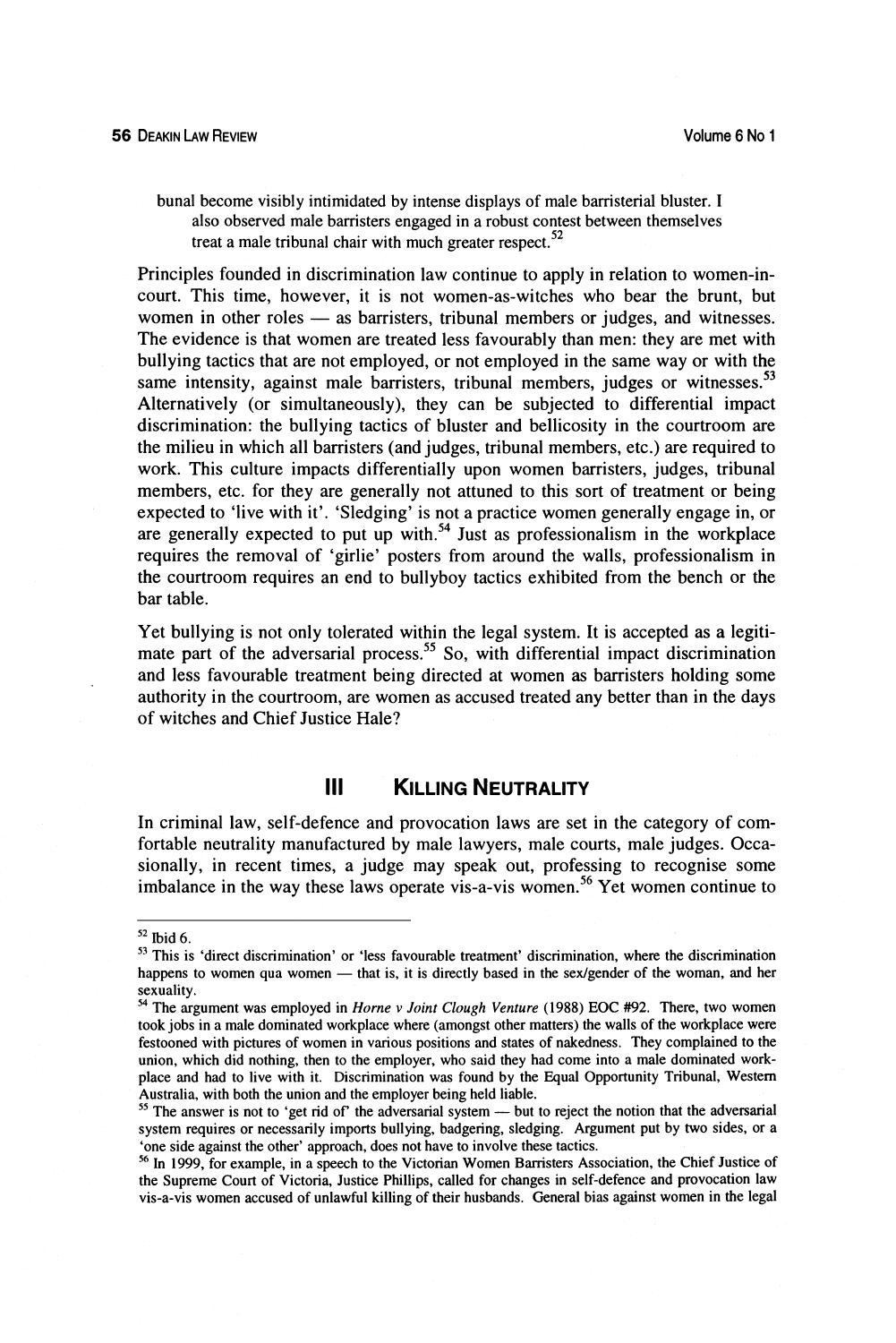bunal become visibly intimidated by intense displays of male barristerial bluster. I also observed male barristers engaged in a robust contest between themselves treat a male tribunal chair with much greater respect.[52]

Principles founded in discrimination law continue to apply in relation to women-in-court. This time, however, it is not women-as-witches who bear the brunt, but women in other roles — as barristers, tribunal members or judges, and witnesses. The evidence is that women are treated less favourably than men: they are met with bullying tactics that are not employed, or not employed in the same way or with the same intensity, against male barristers, tribunal members, judges or witnesses.[53] Alternatively (or simultaneously), they can be subjected to differential impact discrimination: the bullying tactics of bluster and bellicosity in the courtroom are the milieu in which all barristers (and judges, tribunal members, etc.) are required to work. This culture impacts differentially upon women barristers, judges, tribunal members, etc. for they are generally not attuned to this sort of treatment or being expected to 'live with it'. 'Sledging' is not a practice women generally engage in, or are generally expected to put up with.[54] Just as professionalism in the workplace requires the removal of 'girlie' posters from around the walls, professionalism in the courtroom requires an end to bullyboy tactics exhibited from the bench or the bar table.

Yet bullying is not only tolerated within the legal system. It is accepted as a legitimate part of the adversarial process.[55] So, with differential impact discrimination and less favourable treatment being directed at women as barristers holding some authority in the courtroom, are women as accused treated any better than in the days of witches and Chief Justice Hale?

## III KILLING NEUTRALITY

In criminal law, self-defence and provocation laws are set in the category of comfortable neutrality manufactured by male lawyers, male courts, male judges. Occasionally, in recent times, a judge may speak out, professing to recognise some imbalance in the way these laws operate vis-a-vis women.[56] Yet women continue to

---

[52] Ibid 6.

[53] This is 'direct discrimination' or 'less favourable treatment' discrimination, where the discrimination happens to women qua women — that is, it is directly based in the sex/gender of the woman, and her sexuality.

[54] The argument was employed in *Horne v Joint Clough Venture* (1988) EOC #92. There, two women took jobs in a male dominated workplace where (amongst other matters) the walls of the workplace were festooned with pictures of women in various positions and states of nakedness. They complained to the union, which did nothing, then to the employer, who said they had come into a male dominated workplace and had to live with it. Discrimination was found by the Equal Opportunity Tribunal, Western Australia, with both the union and the employer being held liable.

[55] The answer is not to 'get rid of' the adversarial system — but to reject the notion that the adversarial system requires or necessarily imports bullying, badgering, sledging. Argument put by two sides, or a 'one side against the other' approach, does not have to involve these tactics.

[56] In 1999, for example, in a speech to the Victorian Women Barristers Association, the Chief Justice of the Supreme Court of Victoria, Justice Phillips, called for changes in self-defence and provocation law vis-a-vis women accused of unlawful killing of their husbands. General bias against women in the legal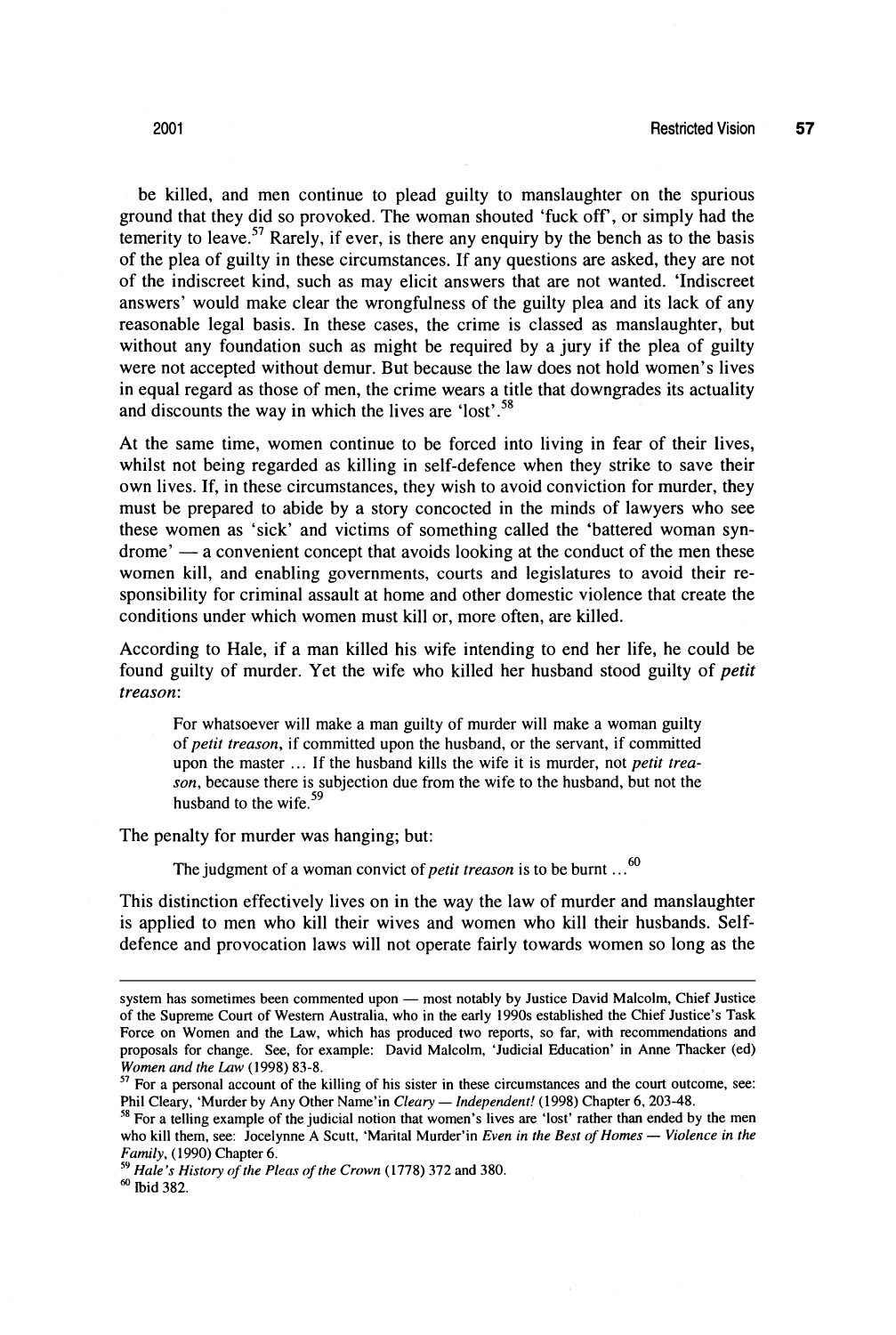be killed, and men continue to plead guilty to manslaughter on the spurious ground that they did so provoked. The woman shouted 'fuck off', or simply had the temerity to leave.[57] Rarely, if ever, is there any enquiry by the bench as to the basis of the plea of guilty in these circumstances. If any questions are asked, they are not of the indiscreet kind, such as may elicit answers that are not wanted. 'Indiscreet answers' would make clear the wrongfulness of the guilty plea and its lack of any reasonable legal basis. In these cases, the crime is classed as manslaughter, but without any foundation such as might be required by a jury if the plea of guilty were not accepted without demur. But because the law does not hold women's lives in equal regard as those of men, the crime wears a title that downgrades its actuality and discounts the way in which the lives are 'lost'.[58]

At the same time, women continue to be forced into living in fear of their lives, whilst not being regarded as killing in self-defence when they strike to save their own lives. If, in these circumstances, they wish to avoid conviction for murder, they must be prepared to abide by a story concocted in the minds of lawyers who see these women as 'sick' and victims of something called the 'battered woman syndrome' — a convenient concept that avoids looking at the conduct of the men these women kill, and enabling governments, courts and legislatures to avoid their responsibility for criminal assault at home and other domestic violence that create the conditions under which women must kill or, more often, are killed.

According to Hale, if a man killed his wife intending to end her life, he could be found guilty of murder. Yet the wife who killed her husband stood guilty of *petit treason*:

> For whatsoever will make a man guilty of murder will make a woman guilty of *petit treason*, if committed upon the husband, or the servant, if committed upon the master ... If the husband kills the wife it is murder, not *petit treason*, because there is subjection due from the wife to the husband, but not the husband to the wife.[59]

The penalty for murder was hanging; but:

> The judgment of a woman convict of *petit treason* is to be burnt ...[60]

This distinction effectively lives on in the way the law of murder and manslaughter is applied to men who kill their wives and women who kill their husbands. Self-defence and provocation laws will not operate fairly towards women so long as the

---

system has sometimes been commented upon — most notably by Justice David Malcolm, Chief Justice of the Supreme Court of Western Australia, who in the early 1990s established the Chief Justice's Task Force on Women and the Law, which has produced two reports, so far, with recommendations and proposals for change. See, for example: David Malcolm, 'Judicial Education' in Anne Thacker (ed) *Women and the Law* (1998) 83-8.

[57] For a personal account of the killing of his sister in these circumstances and the court outcome, see: Phil Cleary, 'Murder by Any Other Name'in *Cleary — Independent!* (1998) Chapter 6, 203-48.

[58] For a telling example of the judicial notion that women's lives are 'lost' rather than ended by the men who kill them, see: Jocelynne A Scutt, 'Marital Murder'in *Even in the Best of Homes — Violence in the Family*, (1990) Chapter 6.

[59] *Hale's History of the Pleas of the Crown* (1778) 372 and 380.

[60] Ibid 382.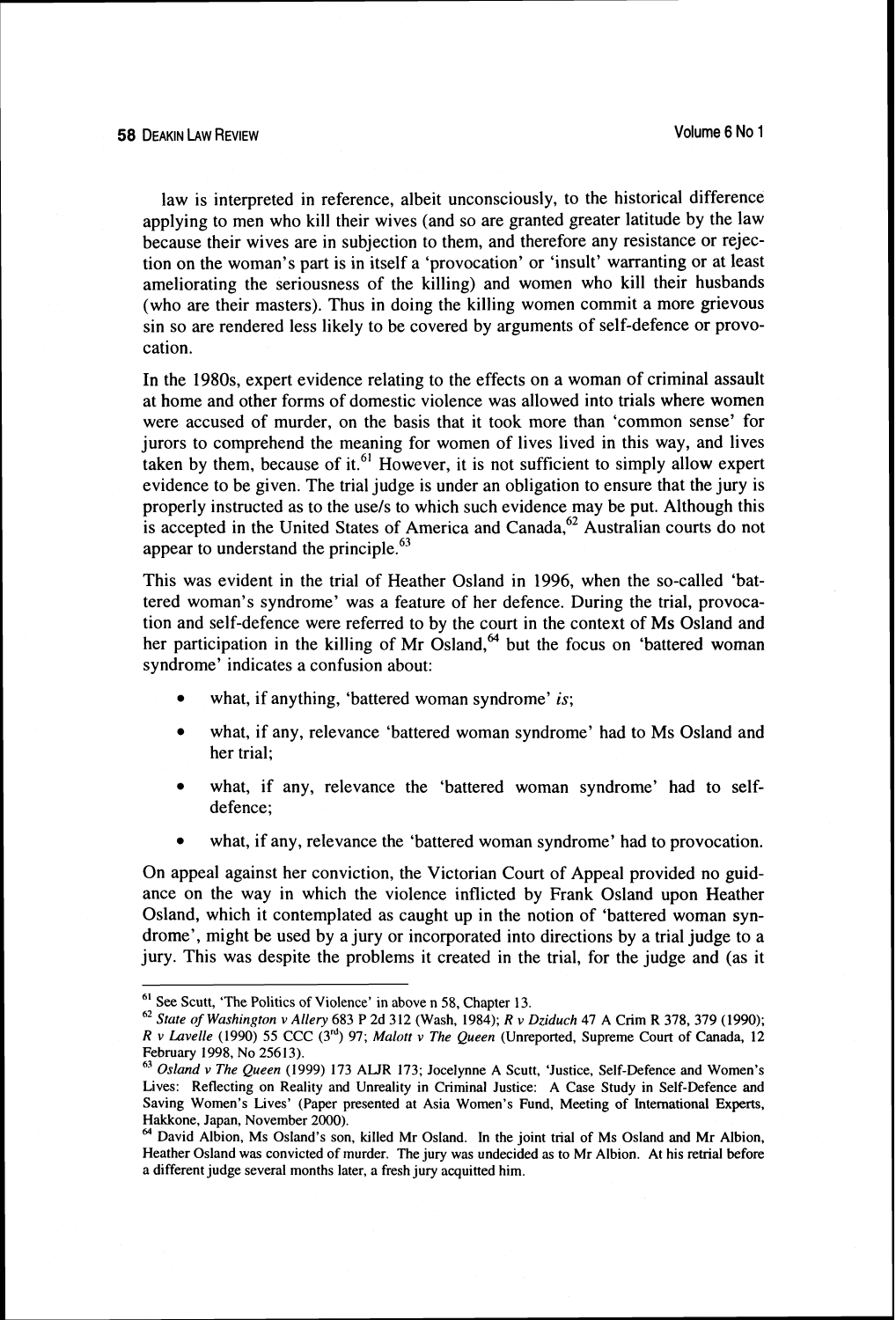law is interpreted in reference, albeit unconsciously, to the historical difference applying to men who kill their wives (and so are granted greater latitude by the law because their wives are in subjection to them, and therefore any resistance or rejection on the woman's part is in itself a 'provocation' or 'insult' warranting or at least ameliorating the seriousness of the killing) and women who kill their husbands (who are their masters). Thus in doing the killing women commit a more grievous sin so are rendered less likely to be covered by arguments of self-defence or provocation.

In the 1980s, expert evidence relating to the effects on a woman of criminal assault at home and other forms of domestic violence was allowed into trials where women were accused of murder, on the basis that it took more than 'common sense' for jurors to comprehend the meaning for women of lives lived in this way, and lives taken by them, because of it.[61] However, it is not sufficient to simply allow expert evidence to be given. The trial judge is under an obligation to ensure that the jury is properly instructed as to the use/s to which such evidence may be put. Although this is accepted in the United States of America and Canada,[62] Australian courts do not appear to understand the principle.[63]

This was evident in the trial of Heather Osland in 1996, when the so-called 'battered woman's syndrome' was a feature of her defence. During the trial, provocation and self-defence were referred to by the court in the context of Ms Osland and her participation in the killing of Mr Osland,[64] but the focus on 'battered woman syndrome' indicates a confusion about:

- what, if anything, 'battered woman syndrome' *is*;
- what, if any, relevance 'battered woman syndrome' had to Ms Osland and her trial;
- what, if any, relevance the 'battered woman syndrome' had to self-defence;
- what, if any, relevance the 'battered woman syndrome' had to provocation.

On appeal against her conviction, the Victorian Court of Appeal provided no guidance on the way in which the violence inflicted by Frank Osland upon Heather Osland, which it contemplated as caught up in the notion of 'battered woman syndrome', might be used by a jury or incorporated into directions by a trial judge to a jury. This was despite the problems it created in the trial, for the judge and (as it

---

[61] See Scutt, 'The Politics of Violence' in above n 58, Chapter 13.

[62] *State of Washington v Allery* 683 P 2d 312 (Wash, 1984); *R v Dziduch* 47 A Crim R 378, 379 (1990); *R v Lavelle* (1990) 55 CCC (3rd) 97; *Malott v The Queen* (Unreported, Supreme Court of Canada, 12 February 1998, No 25613).

[63] *Osland v The Queen* (1999) 173 ALJR 173; Jocelynne A Scutt, 'Justice, Self-Defence and Women's Lives: Reflecting on Reality and Unreality in Criminal Justice: A Case Study in Self-Defence and Saving Women's Lives' (Paper presented at Asia Women's Fund, Meeting of International Experts, Hakkone, Japan, November 2000).

[64] David Albion, Ms Osland's son, killed Mr Osland. In the joint trial of Ms Osland and Mr Albion, Heather Osland was convicted of murder. The jury was undecided as to Mr Albion. At his retrial before a different judge several months later, a fresh jury acquitted him.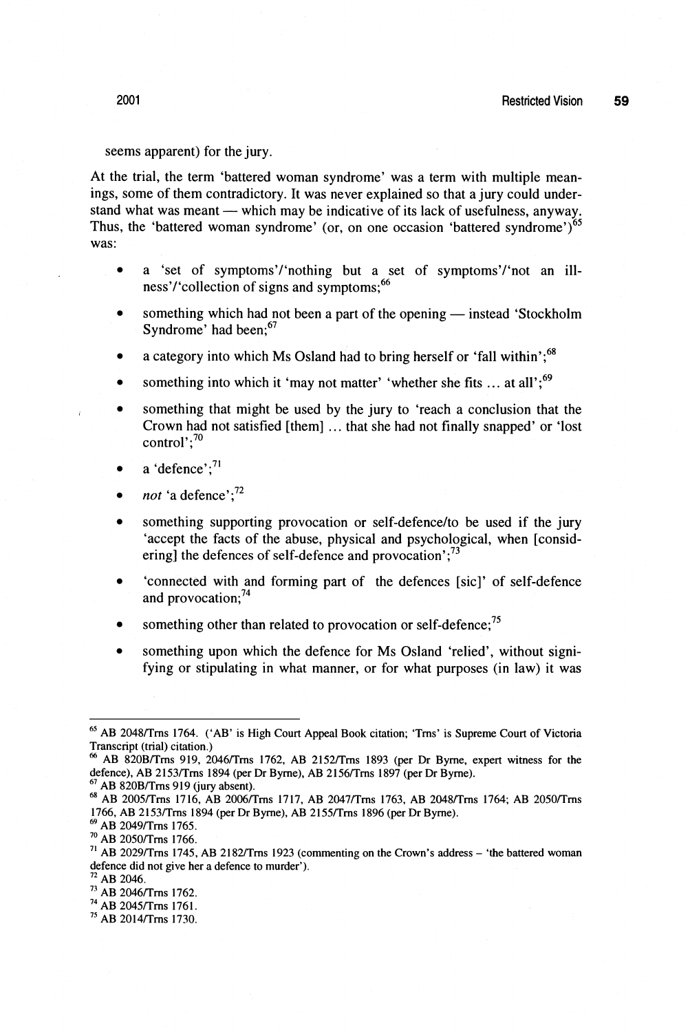seems apparent) for the jury.

At the trial, the term 'battered woman syndrome' was a term with multiple meanings, some of them contradictory. It was never explained so that a jury could understand what was meant — which may be indicative of its lack of usefulness, anyway. Thus, the 'battered woman syndrome' (or, on one occasion 'battered syndrome')[65] was:

- a 'set of symptoms'/'nothing but a set of symptoms'/'not an illness'/'collection of signs and symptoms;[66]
- something which had not been a part of the opening — instead 'Stockholm Syndrome' had been;[67]
- a category into which Ms Osland had to bring herself or 'fall within';[68]
- something into which it 'may not matter' 'whether she fits ... at all';[69]
- something that might be used by the jury to 'reach a conclusion that the Crown had not satisfied [them] ... that she had not finally snapped' or 'lost control';[70]
- a 'defence';[71]
- *not* 'a defence';[72]
- something supporting provocation or self-defence/to be used if the jury 'accept the facts of the abuse, physical and psychological, when [considering] the defences of self-defence and provocation';[73]
- 'connected with and forming part of the defences [sic]' of self-defence and provocation;[74]
- something other than related to provocation or self-defence;[75]
- something upon which the defence for Ms Osland 'relied', without signifying or stipulating in what manner, or for what purposes (in law) it was

---

[65] AB 2048/Trns 1764. ('AB' is High Court Appeal Book citation; 'Trns' is Supreme Court of Victoria Transcript (trial) citation.)

[66] AB 820B/Trns 919, 2046/Trns 1762, AB 2152/Trns 1893 (per Dr Byrne, expert witness for the defence), AB 2153/Trns 1894 (per Dr Byrne), AB 2156/Trns 1897 (per Dr Byrne).

[67] AB 820B/Trns 919 (jury absent).

[68] AB 2005/Trns 1716, AB 2006/Trns 1717, AB 2047/Trns 1763, AB 2048/Trns 1764; AB 2050/Trns 1766, AB 2153/Trns 1894 (per Dr Byrne), AB 2155/Trns 1896 (per Dr Byrne).

[69] AB 2049/Trns 1765.

[70] AB 2050/Trns 1766.

[71] AB 2029/Trns 1745, AB 2182/Trns 1923 (commenting on the Crown's address – 'the battered woman defence did not give her a defence to murder').

[72] AB 2046.

[73] AB 2046/Trns 1762.

[74] AB 2045/Trns 1761.

[75] AB 2014/Trns 1730.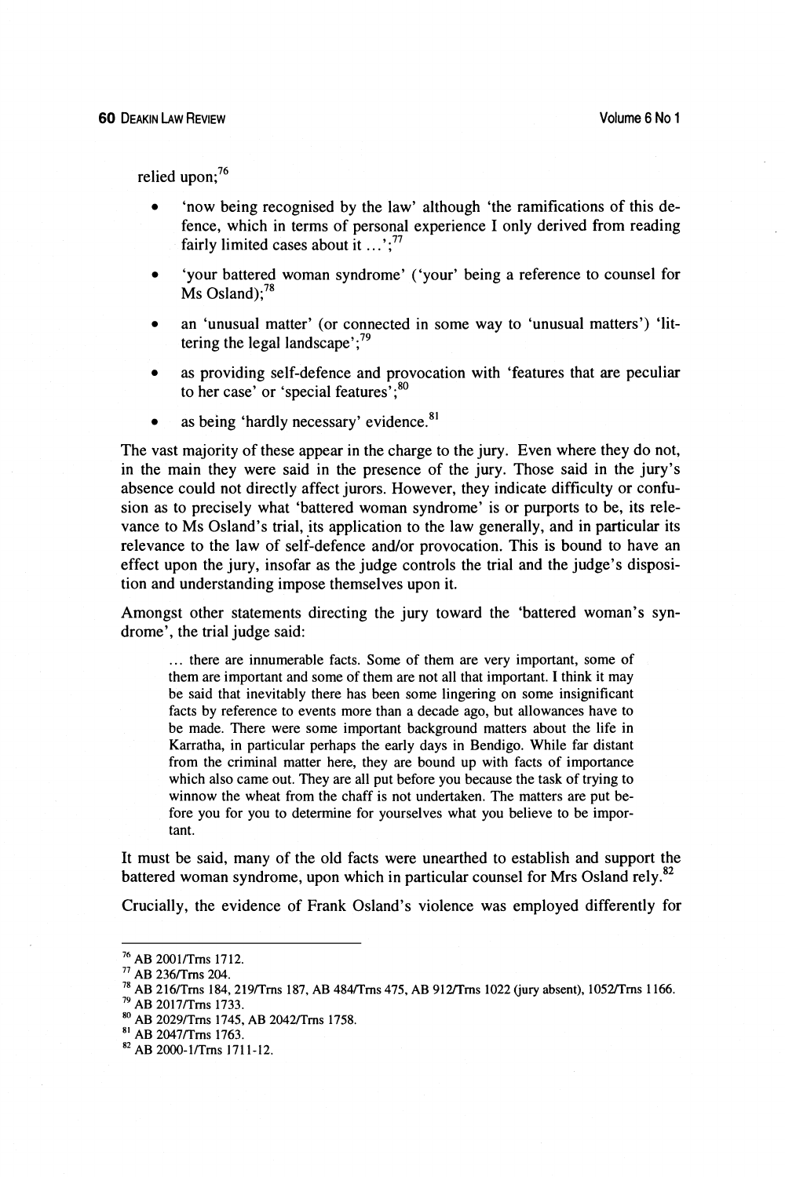relied upon;[76]

- 'now being recognised by the law' although 'the ramifications of this defence, which in terms of personal experience I only derived from reading fairly limited cases about it ...';[77]
- 'your battered woman syndrome' ('your' being a reference to counsel for Ms Osland);[78]
- an 'unusual matter' (or connected in some way to 'unusual matters') 'littering the legal landscape';[79]
- as providing self-defence and provocation with 'features that are peculiar to her case' or 'special features';[80]
- as being 'hardly necessary' evidence.[81]

The vast majority of these appear in the charge to the jury. Even where they do not, in the main they were said in the presence of the jury. Those said in the jury's absence could not directly affect jurors. However, they indicate difficulty or confusion as to precisely what 'battered woman syndrome' is or purports to be, its relevance to Ms Osland's trial, its application to the law generally, and in particular its relevance to the law of self-defence and/or provocation. This is bound to have an effect upon the jury, insofar as the judge controls the trial and the judge's disposition and understanding impose themselves upon it.

Amongst other statements directing the jury toward the 'battered woman's syndrome', the trial judge said:

> ... there are innumerable facts. Some of them are very important, some of them are important and some of them are not all that important. I think it may be said that inevitably there has been some lingering on some insignificant facts by reference to events more than a decade ago, but allowances have to be made. There were some important background matters about the life in Karratha, in particular perhaps the early days in Bendigo. While far distant from the criminal matter here, they are bound up with facts of importance which also came out. They are all put before you because the task of trying to winnow the wheat from the chaff is not undertaken. The matters are put before you for you to determine for yourselves what you believe to be important.

It must be said, many of the old facts were unearthed to establish and support the battered woman syndrome, upon which in particular counsel for Mrs Osland rely.[82]

Crucially, the evidence of Frank Osland's violence was employed differently for

---

[76] AB 2001/Trns 1712.

[77] AB 236/Trns 204.

[78] AB 216/Trns 184, 219/Trns 187, AB 484/Trns 475, AB 912/Trns 1022 (jury absent), 1052/Trns 1166.

[79] AB 2017/Trns 1733.

[80] AB 2029/Trns 1745, AB 2042/Trns 1758.

[81] AB 2047/Trns 1763.

[82] AB 2000-1/Trns 1711-12.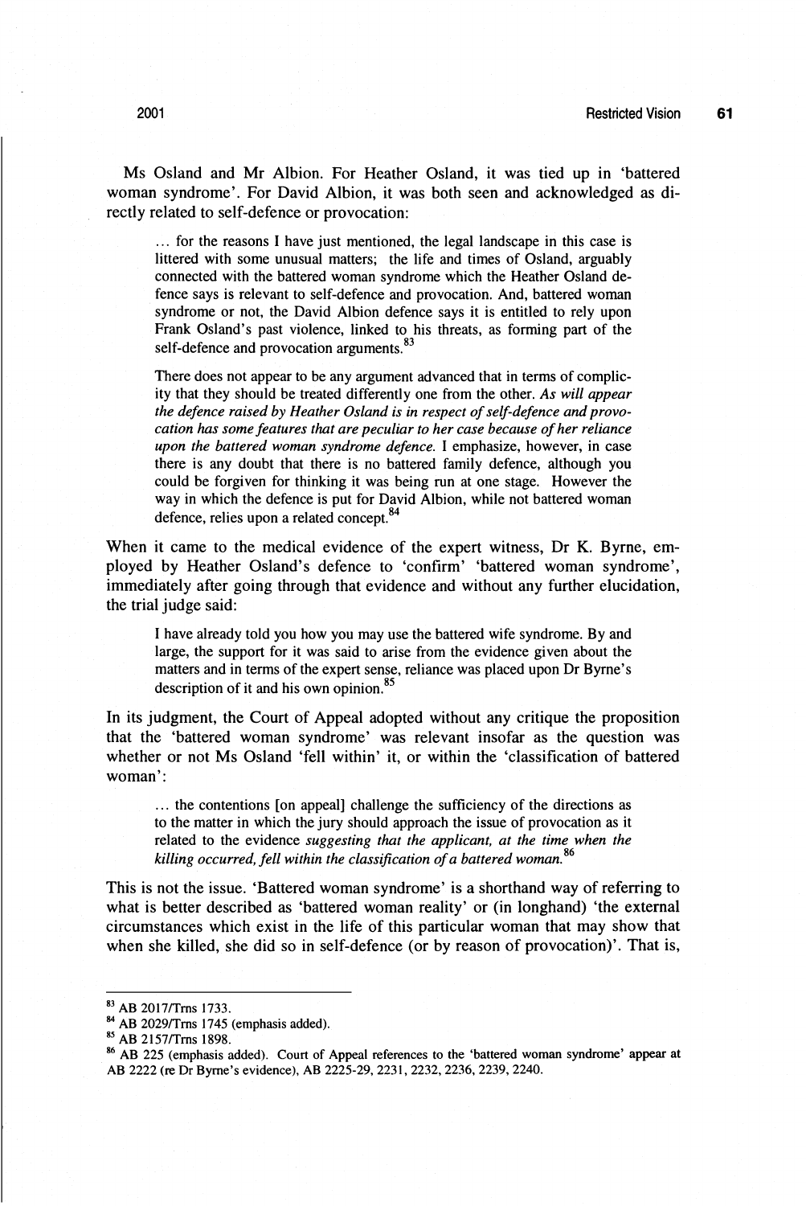Ms Osland and Mr Albion. For Heather Osland, it was tied up in 'battered woman syndrome'. For David Albion, it was both seen and acknowledged as directly related to self-defence or provocation:

> ... for the reasons I have just mentioned, the legal landscape in this case is littered with some unusual matters; the life and times of Osland, arguably connected with the battered woman syndrome which the Heather Osland defence says is relevant to self-defence and provocation. And, battered woman syndrome or not, the David Albion defence says it is entitled to rely upon Frank Osland's past violence, linked to his threats, as forming part of the self-defence and provocation arguments.[83]
>
> There does not appear to be any argument advanced that in terms of complicity that they should be treated differently one from the other. *As will appear the defence raised by Heather Osland is in respect of self-defence and provocation has some features that are peculiar to her case because of her reliance upon the battered woman syndrome defence.* I emphasize, however, in case there is any doubt that there is no battered family defence, although you could be forgiven for thinking it was being run at one stage. However the way in which the defence is put for David Albion, while not battered woman defence, relies upon a related concept.[84]

When it came to the medical evidence of the expert witness, Dr K. Byrne, employed by Heather Osland's defence to 'confirm' 'battered woman syndrome', immediately after going through that evidence and without any further elucidation, the trial judge said:

> I have already told you how you may use the battered wife syndrome. By and large, the support for it was said to arise from the evidence given about the matters and in terms of the expert sense, reliance was placed upon Dr Byrne's description of it and his own opinion.[85]

In its judgment, the Court of Appeal adopted without any critique the proposition that the 'battered woman syndrome' was relevant insofar as the question was whether or not Ms Osland 'fell within' it, or within the 'classification of battered woman':

> ... the contentions [on appeal] challenge the sufficiency of the directions as to the matter in which the jury should approach the issue of provocation as it related to the evidence *suggesting that the applicant, at the time when the killing occurred, fell within the classification of a battered woman.*[86]

This is not the issue. 'Battered woman syndrome' is a shorthand way of referring to what is better described as 'battered woman reality' or (in longhand) 'the external circumstances which exist in the life of this particular woman that may show that when she killed, she did so in self-defence (or by reason of provocation)'. That is,

---

[83] AB 2017/Trns 1733.

[84] AB 2029/Trns 1745 (emphasis added).

[85] AB 2157/Trns 1898.

[86] AB 225 (emphasis added). Court of Appeal references to the 'battered woman syndrome' appear at AB 2222 (re Dr Byrne's evidence), AB 2225-29, 2231, 2232, 2236, 2239, 2240.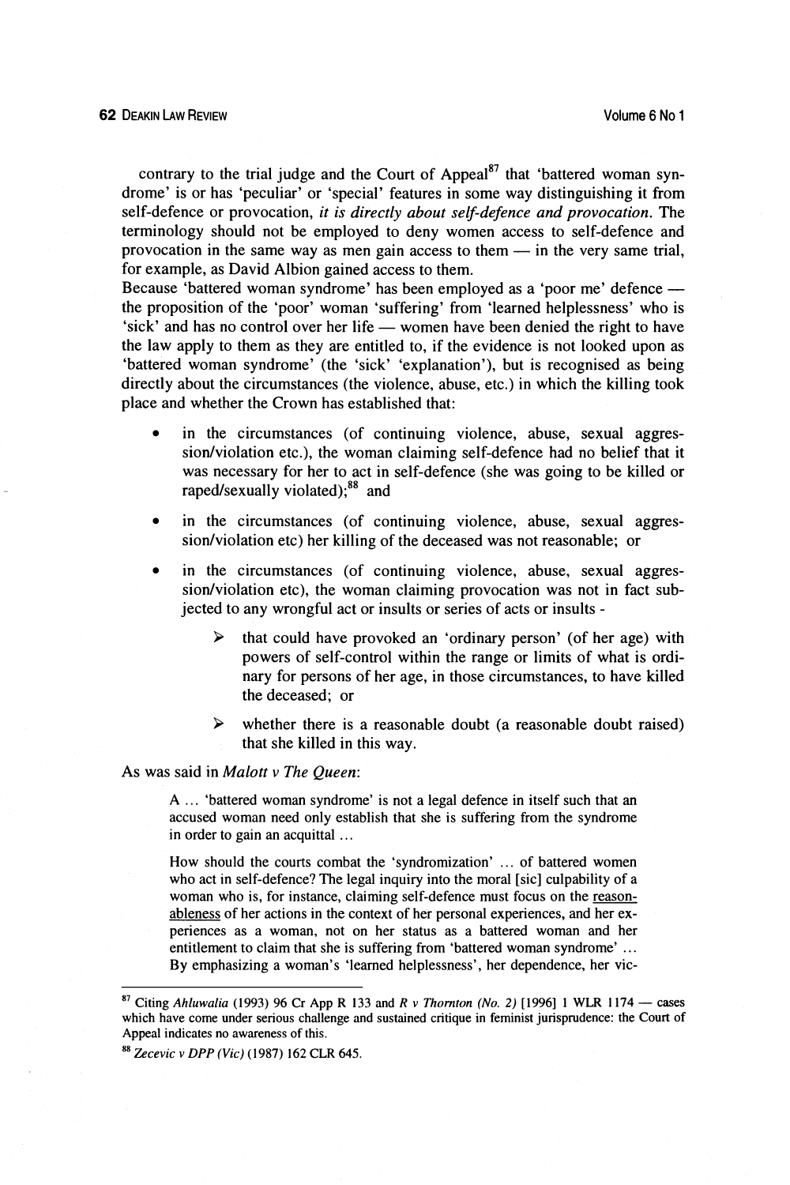contrary to the trial judge and the Court of Appeal[87] that 'battered woman syndrome' is or has 'peculiar' or 'special' features in some way distinguishing it from self-defence or provocation, *it is directly about self-defence and provocation*. The terminology should not be employed to deny women access to self-defence and provocation in the same way as men gain access to them — in the very same trial, for example, as David Albion gained access to them.

Because 'battered woman syndrome' has been employed as a 'poor me' defence — the proposition of the 'poor' woman 'suffering' from 'learned helplessness' who is 'sick' and has no control over her life — women have been denied the right to have the law apply to them as they are entitled to, if the evidence is not looked upon as 'battered woman syndrome' (the 'sick' 'explanation'), but is recognised as being directly about the circumstances (the violence, abuse, etc.) in which the killing took place and whether the Crown has established that:

- in the circumstances (of continuing violence, abuse, sexual aggression/violation etc.), the woman claiming self-defence had no belief that it was necessary for her to act in self-defence (she was going to be killed or raped/sexually violated);[88] and
- in the circumstances (of continuing violence, abuse, sexual aggression/violation etc) her killing of the deceased was not reasonable; or
- in the circumstances (of continuing violence, abuse, sexual aggression/violation etc), the woman claiming provocation was not in fact subjected to any wrongful act or insults or series of acts or insults -
    - that could have provoked an 'ordinary person' (of her age) with powers of self-control within the range or limits of what is ordinary for persons of her age, in those circumstances, to have killed the deceased; or
    - whether there is a reasonable doubt (a reasonable doubt raised) that she killed in this way.

As was said in *Malott v The Queen*:

> A ... 'battered woman syndrome' is not a legal defence in itself such that an accused woman need only establish that she is suffering from the syndrome in order to gain an acquittal ...
>
> How should the courts combat the 'syndromization' ... of battered women who act in self-defence? The legal inquiry into the moral [sic] culpability of a woman who is, for instance, claiming self-defence must focus on the <u>reasonableness</u> of her actions in the context of her personal experiences, and her experiences as a woman, not on her status as a battered woman and her entitlement to claim that she is suffering from 'battered woman syndrome' ... By emphasizing a woman's 'learned helplessness', her dependence, her vic-

---

[87] Citing *Ahluwalia* (1993) 96 Cr App R 133 and *R v Thornton (No. 2)* [1996] 1 WLR 1174 — cases which have come under serious challenge and sustained critique in feminist jurisprudence: the Court of Appeal indicates no awareness of this.

[88] *Zecevic v DPP (Vic)* (1987) 162 CLR 645.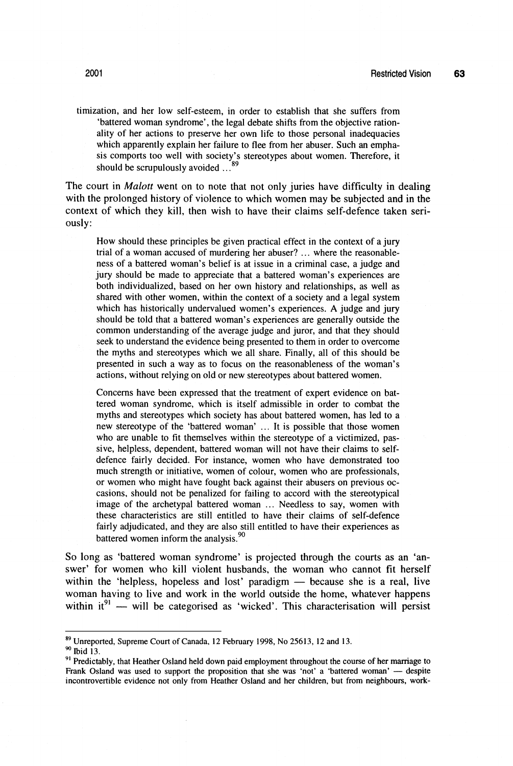timization, and her low self-esteem, in order to establish that she suffers from 'battered woman syndrome', the legal debate shifts from the objective rationality of her actions to preserve her own life to those personal inadequacies which apparently explain her failure to flee from her abuser. Such an emphasis comports too well with society's stereotypes about women. Therefore, it should be scrupulously avoided ...[89]

The court in *Malott* went on to note that not only juries have difficulty in dealing with the prolonged history of violence to which women may be subjected and in the context of which they kill, then wish to have their claims self-defence taken seriously:

> How should these principles be given practical effect in the context of a jury trial of a woman accused of murdering her abuser? ... where the reasonableness of a battered woman's belief is at issue in a criminal case, a judge and jury should be made to appreciate that a battered woman's experiences are both individualized, based on her own history and relationships, as well as shared with other women, within the context of a society and a legal system which has historically undervalued women's experiences. A judge and jury should be told that a battered woman's experiences are generally outside the common understanding of the average judge and juror, and that they should seek to understand the evidence being presented to them in order to overcome the myths and stereotypes which we all share. Finally, all of this should be presented in such a way as to focus on the reasonableness of the woman's actions, without relying on old or new stereotypes about battered women.
>
> Concerns have been expressed that the treatment of expert evidence on battered woman syndrome, which is itself admissible in order to combat the myths and stereotypes which society has about battered women, has led to a new stereotype of the 'battered woman' ... It is possible that those women who are unable to fit themselves within the stereotype of a victimized, passive, helpless, dependent, battered woman will not have their claims to self-defence fairly decided. For instance, women who have demonstrated too much strength or initiative, women of colour, women who are professionals, or women who might have fought back against their abusers on previous occasions, should not be penalized for failing to accord with the stereotypical image of the archetypal battered woman ... Needless to say, women with these characteristics are still entitled to have their claims of self-defence fairly adjudicated, and they are also still entitled to have their experiences as battered women inform the analysis.[90]

So long as 'battered woman syndrome' is projected through the courts as an 'answer' for women who kill violent husbands, the woman who cannot fit herself within the 'helpless, hopeless and lost' paradigm — because she is a real, live woman having to live and work in the world outside the home, whatever happens within it[91] — will be categorised as 'wicked'. This characterisation will persist

---

[89] Unreported, Supreme Court of Canada, 12 February 1998, No 25613, 12 and 13.

[90] Ibid 13.

[91] Predictably, that Heather Osland held down paid employment throughout the course of her marriage to Frank Osland was used to support the proposition that she was 'not' a 'battered woman' — despite incontrovertible evidence not only from Heather Osland and her children, but from neighbours, work-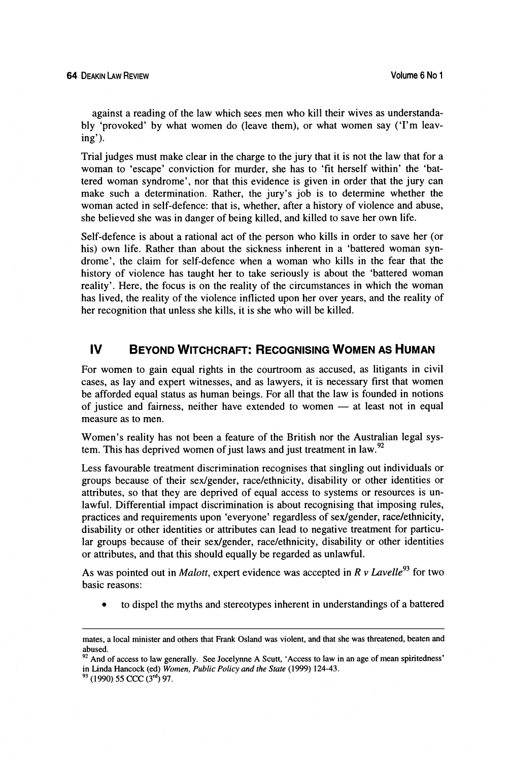against a reading of the law which sees men who kill their wives as understandably 'provoked' by what women do (leave them), or what women say ('I'm leaving').

Trial judges must make clear in the charge to the jury that it is not the law that for a woman to 'escape' conviction for murder, she has to 'fit herself within' the 'battered woman syndrome', nor that this evidence is given in order that the jury can make such a determination. Rather, the jury's job is to determine whether the woman acted in self-defence: that is, whether, after a history of violence and abuse, she believed she was in danger of being killed, and killed to save her own life.

Self-defence is about a rational act of the person who kills in order to save her (or his) own life. Rather than about the sickness inherent in a 'battered woman syndrome', the claim for self-defence when a woman who kills in the fear that the history of violence has taught her to take seriously is about the 'battered woman reality'. Here, the focus is on the reality of the circumstances in which the woman has lived, the reality of the violence inflicted upon her over years, and the reality of her recognition that unless she kills, it is she who will be killed.

## IV BEYOND WITCHCRAFT: RECOGNISING WOMEN AS HUMAN

For women to gain equal rights in the courtroom as accused, as litigants in civil cases, as lay and expert witnesses, and as lawyers, it is necessary first that women be afforded equal status as human beings. For all that the law is founded in notions of justice and fairness, neither have extended to women — at least not in equal measure as to men.

Women's reality has not been a feature of the British nor the Australian legal system. This has deprived women of just laws and just treatment in law.[92]

Less favourable treatment discrimination recognises that singling out individuals or groups because of their sex/gender, race/ethnicity, disability or other identities or attributes, so that they are deprived of equal access to systems or resources is unlawful. Differential impact discrimination is about recognising that imposing rules, practices and requirements upon 'everyone' regardless of sex/gender, race/ethnicity, disability or other identities or attributes can lead to negative treatment for particular groups because of their sex/gender, race/ethnicity, disability or other identities or attributes, and that this should equally be regarded as unlawful.

As was pointed out in *Malott*, expert evidence was accepted in *R v Lavelle*[93] for two basic reasons:

- to dispel the myths and stereotypes inherent in understandings of a battered

---

mates, a local minister and others that Frank Osland was violent, and that she was threatened, beaten and abused.

[92] And of access to law generally. See Jocelynne A Scutt, 'Access to law in an age of mean spiritedness' in Linda Hancock (ed) *Women, Public Policy and the State* (1999) 124-43.

[93] (1990) 55 CCC (3rd) 97.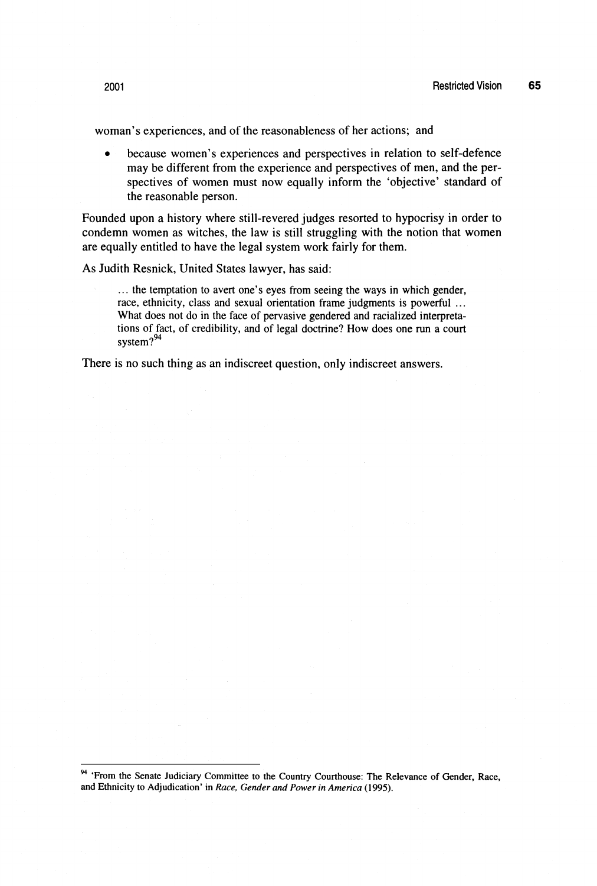woman's experiences, and of the reasonableness of her actions; and

- because women's experiences and perspectives in relation to self-defence may be different from the experience and perspectives of men, and the perspectives of women must now equally inform the 'objective' standard of the reasonable person.

Founded upon a history where still-revered judges resorted to hypocrisy in order to condemn women as witches, the law is still struggling with the notion that women are equally entitled to have the legal system work fairly for them.

As Judith Resnick, United States lawyer, has said:

> ... the temptation to avert one's eyes from seeing the ways in which gender, race, ethnicity, class and sexual orientation frame judgments is powerful ... What does not do in the face of pervasive gendered and racialized interpretations of fact, of credibility, and of legal doctrine? How does one run a court system?[94]

There is no such thing as an indiscreet question, only indiscreet answers.

---

[94] 'From the Senate Judiciary Committee to the Country Courthouse: The Relevance of Gender, Race, and Ethnicity to Adjudication' in *Race, Gender and Power in America* (1995).